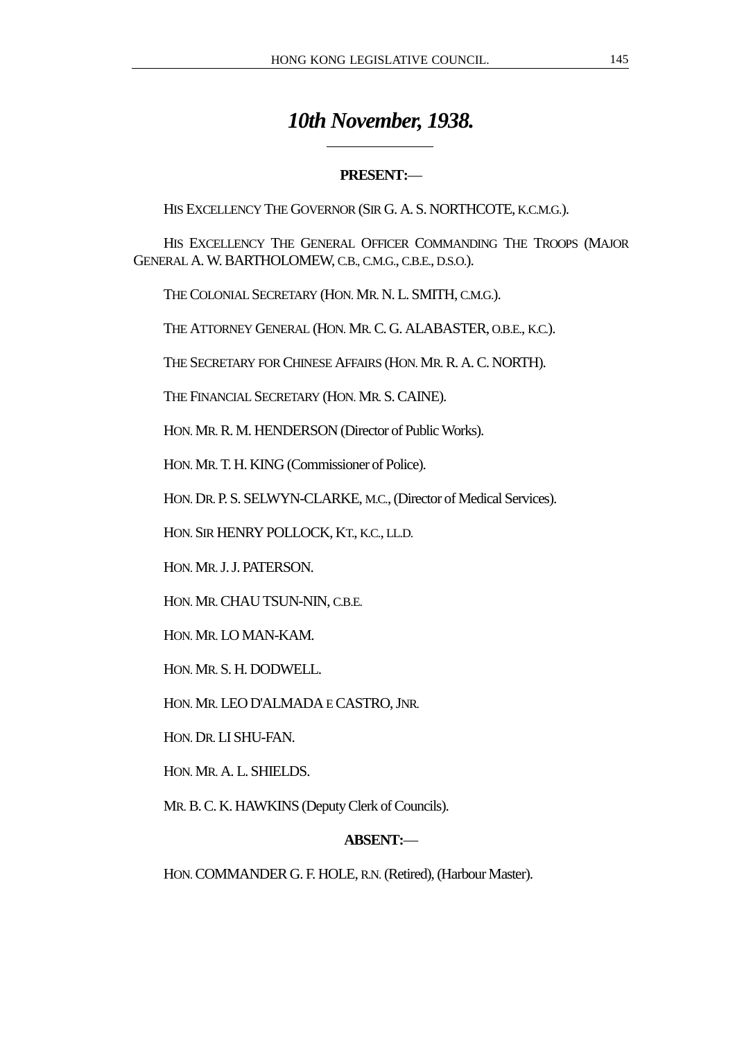# *10th November, 1938.*

**PRESENT:—**

HIS EXCELLENCY THE GOVERNOR (SIR G. A. S. NORTHCOTE, K.C.M.G.).

HIS EXCELLENCY THE GENERAL OFFICER COMMANDING THE TROOPS (MAJOR GENERAL A. W. BARTHOLOMEW, C.B., C.M.G., C.B.E., D.S.O.).

THE COLONIAL SECRETARY (HON. MR. N. L. SMITH, C.M.G.).

THE ATTORNEY GENERAL (HON. MR. C. G. ALABASTER, O.B.E., K.C.).

THE SECRETARY FOR CHINESE AFFAIRS (HON. MR. R. A. C. NORTH).

THE FINANCIAL SECRETARY (HON. MR. S. CAINE).

HON. MR. R. M. HENDERSON (Director of Public Works).

HON. MR. T. H. KING (Commissioner of Police).

HON. DR. P. S. SELWYN-CLARKE, M.C., (Director of Medical Services).

HON. SIR HENRY POLLOCK, KT., K.C., LL.D.

HON. MR. J. J. PATERSON.

HON. MR. CHAU TSUN-NIN, C.B.E.

HON. MR. LO MAN-KAM.

HON. MR. S. H. DODWELL.

HON. MR. LEO D'ALMADA E CASTRO, JNR.

HON. DR. LI SHU-FAN.

HON. MR. A. L. SHIELDS.

MR. B. C. K. HAWKINS (Deputy Clerk of Councils).

**ABSENT:—**

HON. COMMANDER G. F. HOLE, R.N. (Retired), (Harbour Master).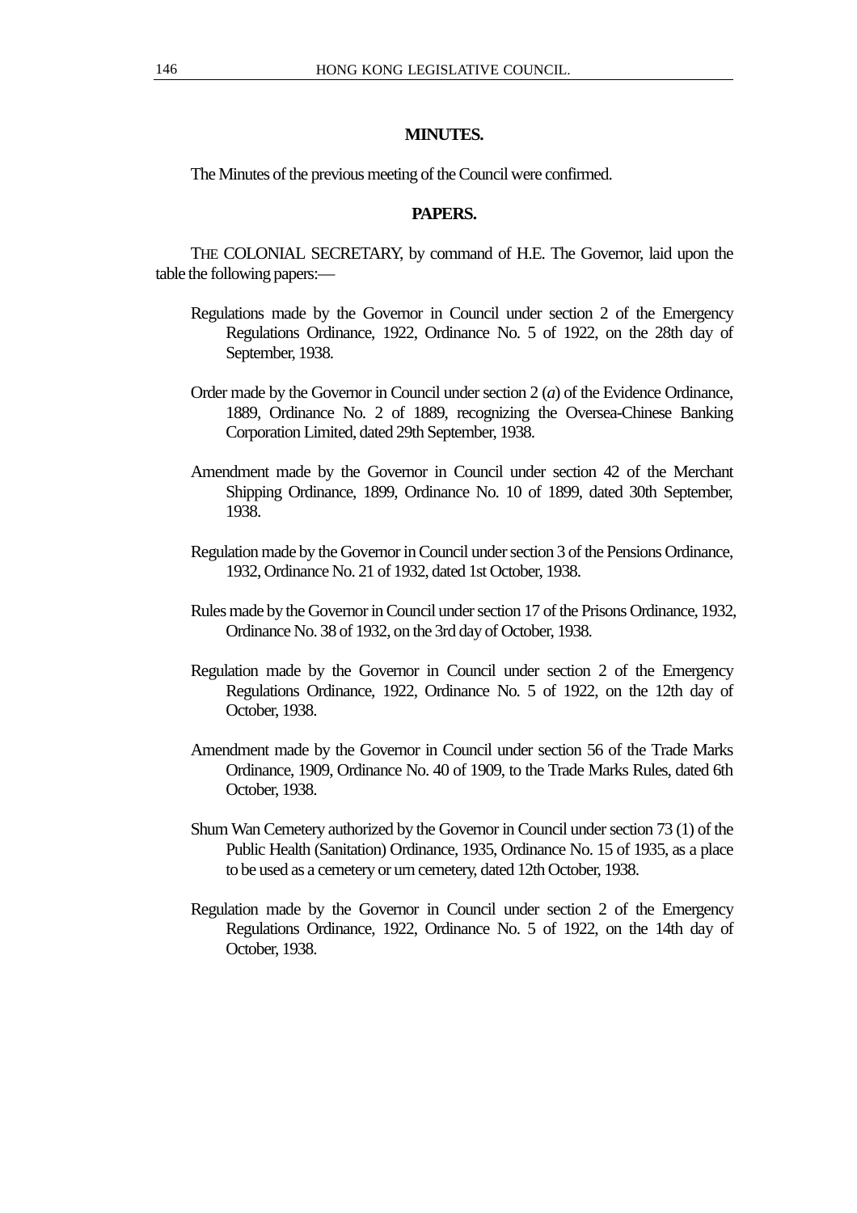## MINUTES.

The Minutes of the previous meeting of the Council were confirmed.

## PAPERS.

THE COLONIAL SECRETARY, by command of H.E. The Governor, laid upon the table the following papers:—

Regulations made by the Governor in Council under section 2 of the Emergency Regulations Ordinance, 1922, Ordinance No. 5 of 1922, on the 28th day of September, 1938.

Order made by the Governor in Council under section 2 (*a*) of the Evidence Ordinance, 1889, Ordinance No. 2 of 1889, recognizing the Oversea-Chinese Banking Corporation Limited, dated 29th September, 1938.

Amendment made by the Governor in Council under section 42 of the Merchant Shipping Ordinance, 1899, Ordinance No. 10 of 1899, dated 30th September, 1938.

Regulation made by the Governor in Council under section 3 of the Pensions Ordinance, 1932, Ordinance No. 21 of 1932, dated 1st October, 1938.

Rules made by the Governor in Council under section 17 of the Prisons Ordinance, 1932, Ordinance No. 38 of 1932, on the 3rd day of October, 1938.

Regulation made by the Governor in Council under section 2 of the Emergency Regulations Ordinance, 1922, Ordinance No. 5 of 1922, on the 12th day of October, 1938.

Amendment made by the Governor in Council under section 56 of the Trade Marks Ordinance, 1909, Ordinance No. 40 of 1909, to the Trade Marks Rules, dated 6th October, 1938.

Shum Wan Cemetery authorized by the Governor in Council under section 73 (1) of the Public Health (Sanitation) Ordinance, 1935, Ordinance No. 15 of 1935, as a place to be used as a cemetery or urn cemetery, dated 12th October, 1938.

Regulation made by the Governor in Council under section 2 of the Emergency Regulations Ordinance, 1922, Ordinance No. 5 of 1922, on the 14th day of October, 1938.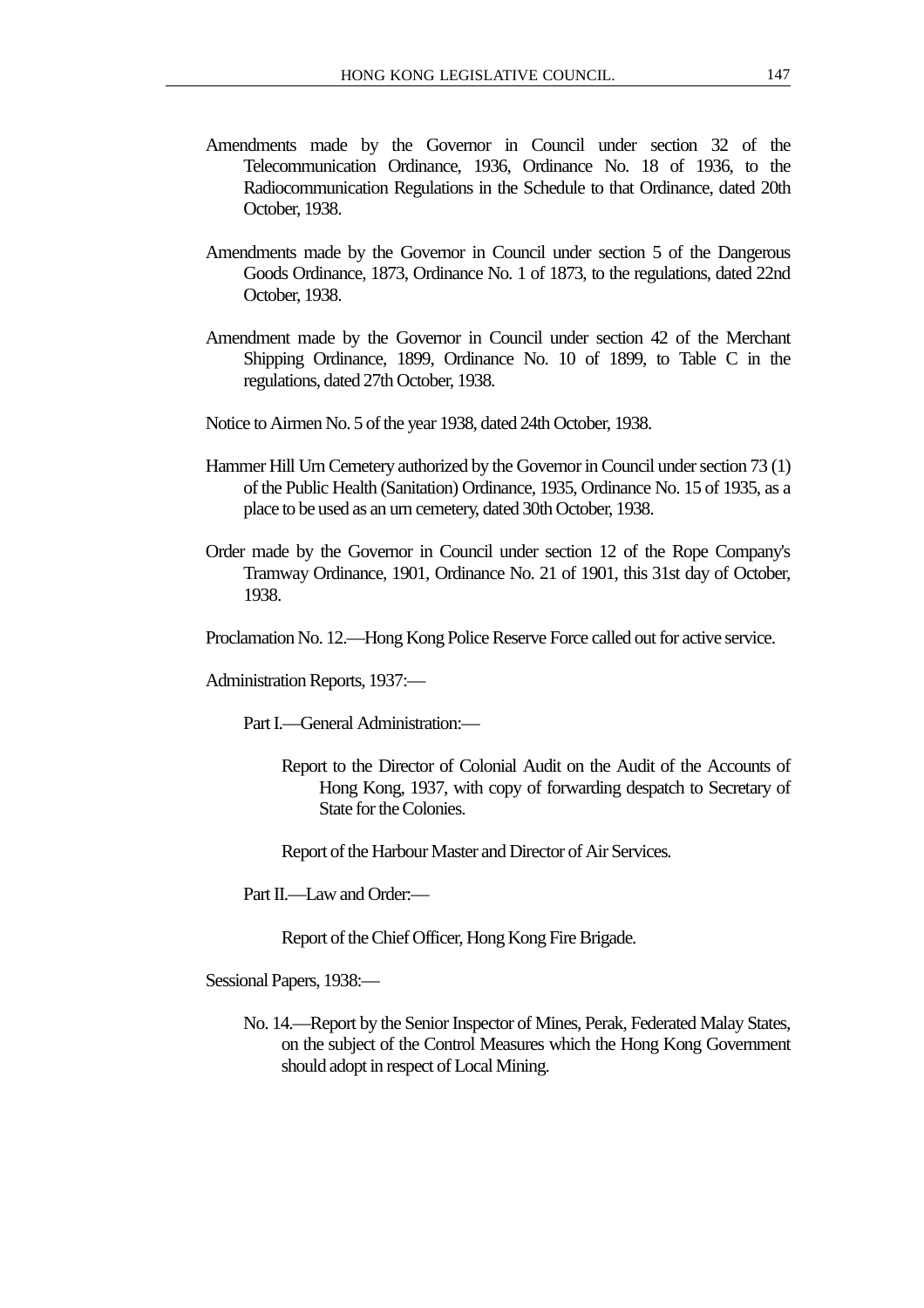Amendments made by the Governor in Council under section 32 of the Telecommunication Ordinance, 1936, Ordinance No. 18 of 1936, to the Radiocommunication Regulations in the Schedule to that Ordinance, dated 20th October, 1938.

Amendments made by the Governor in Council under section 5 of the Dangerous Goods Ordinance, 1873, Ordinance No. 1 of 1873, to the regulations, dated 22nd October, 1938.

Amendment made by the Governor in Council under section 42 of the Merchant Shipping Ordinance, 1899, Ordinance No. 10 of 1899, to Table C in the regulations, dated 27th October, 1938.

Notice to Airmen No. 5 of the year 1938, dated 24th October, 1938.

Hammer Hill Urn Cemetery authorized by the Governor in Council under section 73 (1) of the Public Health (Sanitation) Ordinance, 1935, Ordinance No. 15 of 1935, as a place to be used as an urn cemetery, dated 30th October, 1938.

Order made by the Governor in Council under section 12 of the Rope Company's Tramway Ordinance, 1901, Ordinance No. 21 of 1901, this 31st day of October, 1938.

Proclamation No. 12.—Hong Kong Police Reserve Force called out for active service.

Administration Reports, 1937:—

Part I.—General Administration:—

Report to the Director of Colonial Audit on the Audit of the Accounts of Hong Kong, 1937, with copy of forwarding despatch to Secretary of State for the Colonies.

Report of the Harbour Master and Director of Air Services.

Part II.—Law and Order:—

Report of the Chief Officer, Hong Kong Fire Brigade.

Sessional Papers, 1938:—

No. 14.—Report by the Senior Inspector of Mines, Perak, Federated Malay States, on the subject of the Control Measures which the Hong Kong Government should adopt in respect of Local Mining.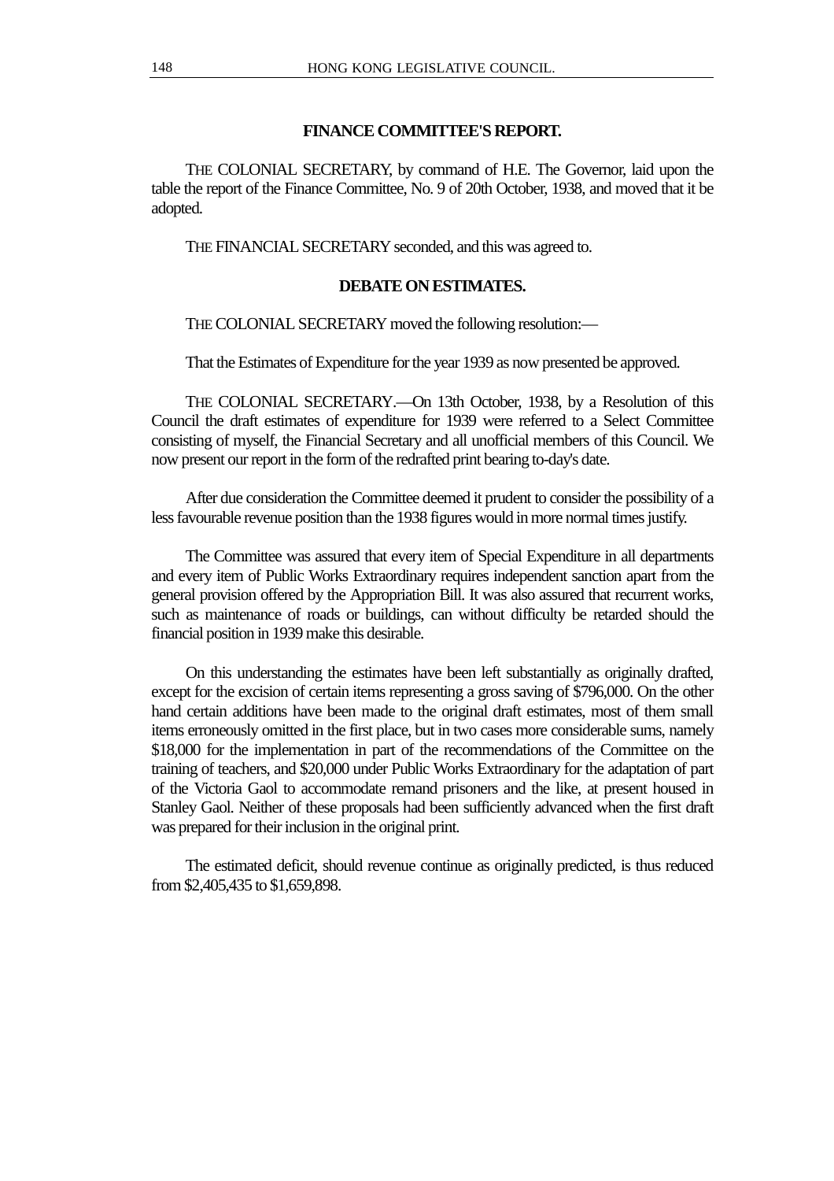## FINANCE COMMITTEE'S REPORT.

THE COLONIAL SECRETARY, by command of H.E. The Governor, laid upon the table the report of the Finance Committee, No. 9 of 20th October, 1938, and moved that it be adopted.

THE FINANCIAL SECRETARY seconded, and this was agreed to.

## DEBATE ON ESTIMATES.

THE COLONIAL SECRETARY moved the following resolution:—

That the Estimates of Expenditure for the year 1939 as now presented be approved.

THE COLONIAL SECRETARY.—On 13th October, 1938, by a Resolution of this Council the draft estimates of expenditure for 1939 were referred to a Select Committee consisting of myself, the Financial Secretary and all unofficial members of this Council. We now present our report in the form of the redrafted print bearing to-day's date.

After due consideration the Committee deemed it prudent to consider the possibility of a less favourable revenue position than the 1938 figures would in more normal times justify.

The Committee was assured that every item of Special Expenditure in all departments and every item of Public Works Extraordinary requires independent sanction apart from the general provision offered by the Appropriation Bill. It was also assured that recurrent works, such as maintenance of roads or buildings, can without difficulty be retarded should the financial position in 1939 make this desirable.

On this understanding the estimates have been left substantially as originally drafted, except for the excision of certain items representing a gross saving of $796,000. On the other hand certain additions have been made to the original draft estimates, most of them small items erroneously omitted in the first place, but in two cases more considerable sums, namely $18,000 for the implementation in part of the recommendations of the Committee on the training of teachers, and $20,000 under Public Works Extraordinary for the adaptation of part of the Victoria Gaol to accommodate remand prisoners and the like, at present housed in Stanley Gaol. Neither of these proposals had been sufficiently advanced when the first draft was prepared for their inclusion in the original print.

The estimated deficit, should revenue continue as originally predicted, is thus reduced from $2,405,435 to $1,659,898.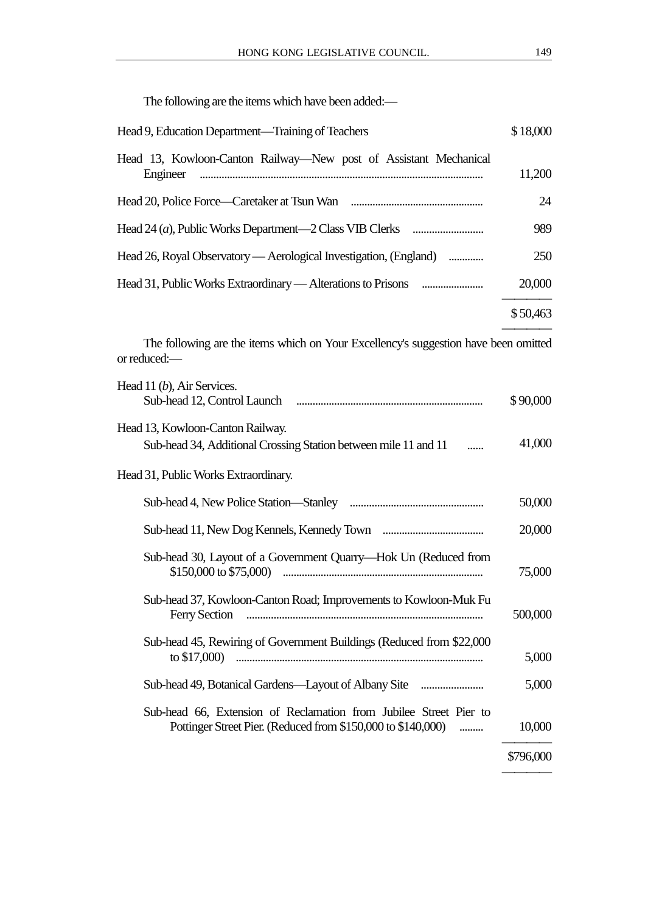The following are the items which have been added:—

| | |
|---|---|
| Head 9, Education Department—Training of Teachers | $ 18,000 |
| Head 13, Kowloon-Canton Railway—New post of Assistant Mechanical Engineer | 11,200 |
| Head 20, Police Force—Caretaker at Tsun Wan | 24 |
| Head 24 (*a*), Public Works Department—2 Class VIB Clerks | 989 |
| Head 26, Royal Observatory — Aerological Investigation, (England) | 250 |
| Head 31, Public Works Extraordinary — Alterations to Prisons | 20,000 |
| | $ 50,463 |

The following are the items which on Your Excellency's suggestion have been omitted or reduced:—

| | |
|---|---|
| Head 11 (*b*), Air Services. | |
| Sub-head 12, Control Launch | $ 90,000 |
| Head 13, Kowloon-Canton Railway. | |
| Sub-head 34, Additional Crossing Station between mile 11 and 11 | 41,000 |
| Head 31, Public Works Extraordinary. | |
| Sub-head 4, New Police Station—Stanley | 50,000 |
| Sub-head 11, New Dog Kennels, Kennedy Town | 20,000 |
| Sub-head 30, Layout of a Government Quarry—Hok Un (Reduced from $150,000 to $75,000) | 75,000 |
| Sub-head 37, Kowloon-Canton Road; Improvements to Kowloon-Muk Fu Ferry Section | 500,000 |
| Sub-head 45, Rewiring of Government Buildings (Reduced from $22,000 to $17,000) | 5,000 |
| Sub-head 49, Botanical Gardens—Layout of Albany Site | 5,000 |
| Sub-head 66, Extension of Reclamation from Jubilee Street Pier to Pottinger Street Pier. (Reduced from $150,000 to $140,000) | 10,000 |
| | $796,000 |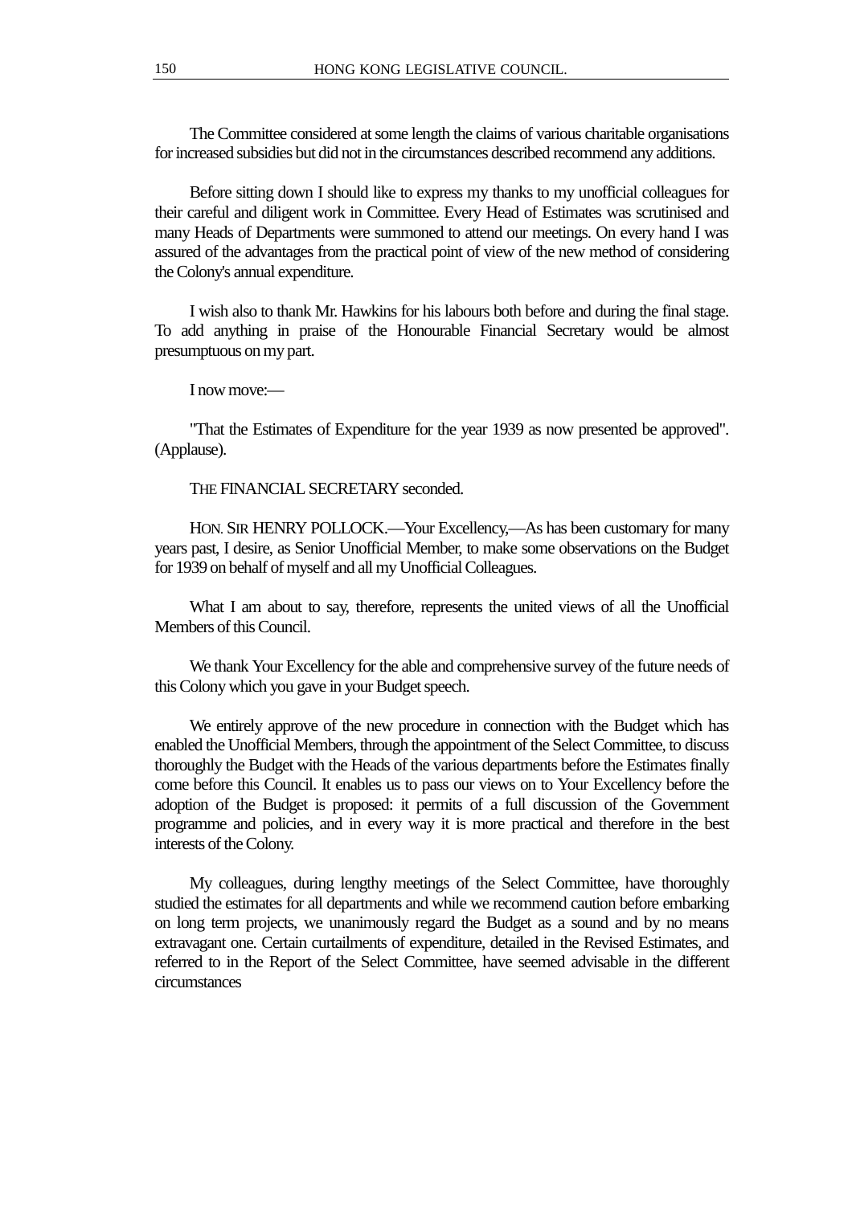The Committee considered at some length the claims of various charitable organisations for increased subsidies but did not in the circumstances described recommend any additions.

Before sitting down I should like to express my thanks to my unofficial colleagues for their careful and diligent work in Committee. Every Head of Estimates was scrutinised and many Heads of Departments were summoned to attend our meetings. On every hand I was assured of the advantages from the practical point of view of the new method of considering the Colony's annual expenditure.

I wish also to thank Mr. Hawkins for his labours both before and during the final stage. To add anything in praise of the Honourable Financial Secretary would be almost presumptuous on my part.

I now move:—

"That the Estimates of Expenditure for the year 1939 as now presented be approved". (Applause).

THE FINANCIAL SECRETARY seconded.

HON. SIR HENRY POLLOCK.—Your Excellency,—As has been customary for many years past, I desire, as Senior Unofficial Member, to make some observations on the Budget for 1939 on behalf of myself and all my Unofficial Colleagues.

What I am about to say, therefore, represents the united views of all the Unofficial Members of this Council.

We thank Your Excellency for the able and comprehensive survey of the future needs of this Colony which you gave in your Budget speech.

We entirely approve of the new procedure in connection with the Budget which has enabled the Unofficial Members, through the appointment of the Select Committee, to discuss thoroughly the Budget with the Heads of the various departments before the Estimates finally come before this Council. It enables us to pass our views on to Your Excellency before the adoption of the Budget is proposed: it permits of a full discussion of the Government programme and policies, and in every way it is more practical and therefore in the best interests of the Colony.

My colleagues, during lengthy meetings of the Select Committee, have thoroughly studied the estimates for all departments and while we recommend caution before embarking on long term projects, we unanimously regard the Budget as a sound and by no means extravagant one. Certain curtailments of expenditure, detailed in the Revised Estimates, and referred to in the Report of the Select Committee, have seemed advisable in the different circumstances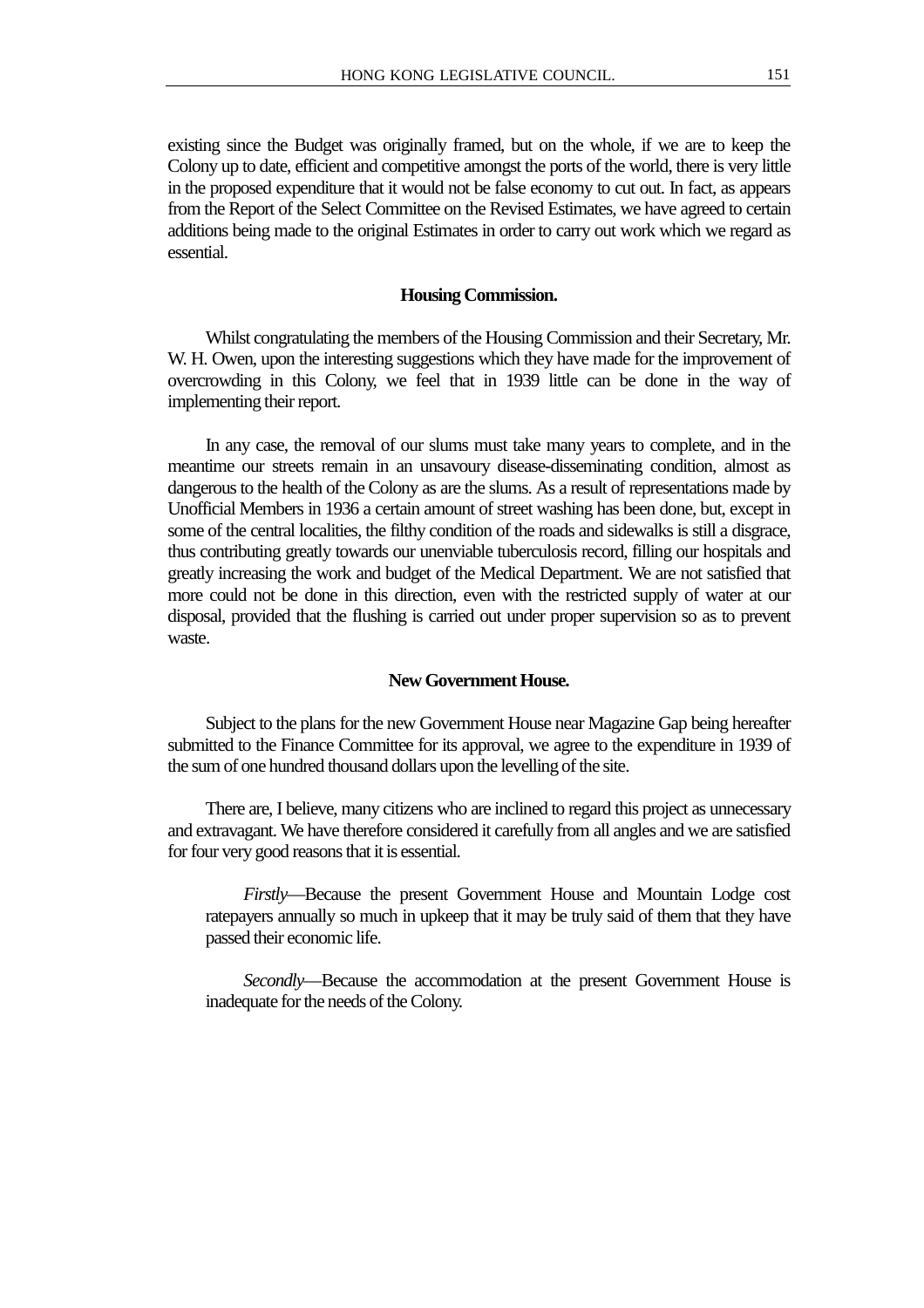existing since the Budget was originally framed, but on the whole, if we are to keep the Colony up to date, efficient and competitive amongst the ports of the world, there is very little in the proposed expenditure that it would not be false economy to cut out. In fact, as appears from the Report of the Select Committee on the Revised Estimates, we have agreed to certain additions being made to the original Estimates in order to carry out work which we regard as essential.

### Housing Commission.

Whilst congratulating the members of the Housing Commission and their Secretary, Mr. W. H. Owen, upon the interesting suggestions which they have made for the improvement of overcrowding in this Colony, we feel that in 1939 little can be done in the way of implementing their report.

In any case, the removal of our slums must take many years to complete, and in the meantime our streets remain in an unsavoury disease-disseminating condition, almost as dangerous to the health of the Colony as are the slums. As a result of representations made by Unofficial Members in 1936 a certain amount of street washing has been done, but, except in some of the central localities, the filthy condition of the roads and sidewalks is still a disgrace, thus contributing greatly towards our unenviable tuberculosis record, filling our hospitals and greatly increasing the work and budget of the Medical Department. We are not satisfied that more could not be done in this direction, even with the restricted supply of water at our disposal, provided that the flushing is carried out under proper supervision so as to prevent waste.

### New Government House.

Subject to the plans for the new Government House near Magazine Gap being hereafter submitted to the Finance Committee for its approval, we agree to the expenditure in 1939 of the sum of one hundred thousand dollars upon the levelling of the site.

There are, I believe, many citizens who are inclined to regard this project as unnecessary and extravagant. We have therefore considered it carefully from all angles and we are satisfied for four very good reasons that it is essential.

> *Firstly*—Because the present Government House and Mountain Lodge cost ratepayers annually so much in upkeep that it may be truly said of them that they have passed their economic life.
>
> *Secondly*—Because the accommodation at the present Government House is inadequate for the needs of the Colony.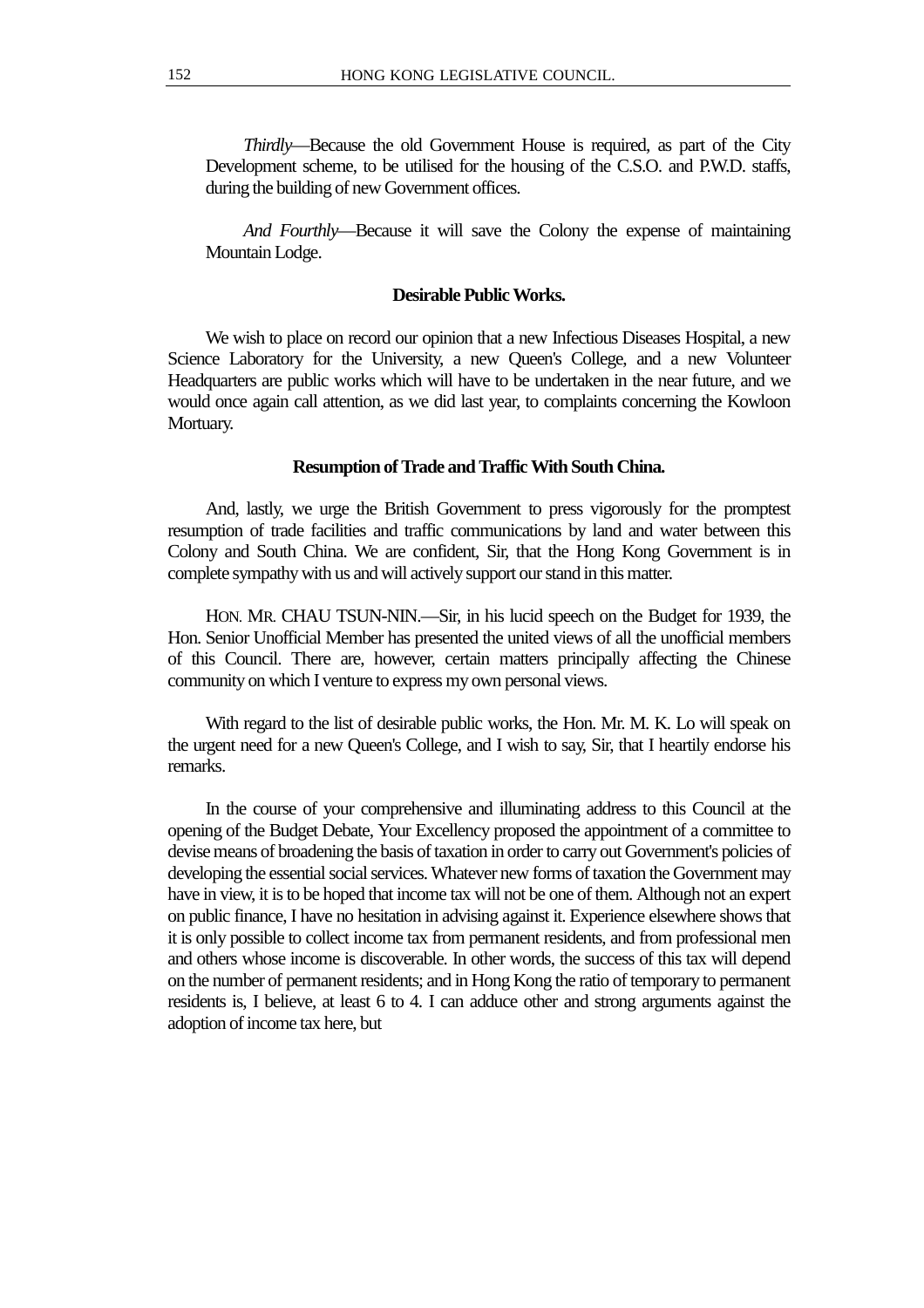*Thirdly*—Because the old Government House is required, as part of the City Development scheme, to be utilised for the housing of the C.S.O. and P.W.D. staffs, during the building of new Government offices.

*And Fourthly*—Because it will save the Colony the expense of maintaining Mountain Lodge.

**Desirable Public Works.**

We wish to place on record our opinion that a new Infectious Diseases Hospital, a new Science Laboratory for the University, a new Queen's College, and a new Volunteer Headquarters are public works which will have to be undertaken in the near future, and we would once again call attention, as we did last year, to complaints concerning the Kowloon Mortuary.

**Resumption of Trade and Traffic With South China.**

And, lastly, we urge the British Government to press vigorously for the promptest resumption of trade facilities and traffic communications by land and water between this Colony and South China. We are confident, Sir, that the Hong Kong Government is in complete sympathy with us and will actively support our stand in this matter.

HON. MR. CHAU TSUN-NIN.—Sir, in his lucid speech on the Budget for 1939, the Hon. Senior Unofficial Member has presented the united views of all the unofficial members of this Council. There are, however, certain matters principally affecting the Chinese community on which I venture to express my own personal views.

With regard to the list of desirable public works, the Hon. Mr. M. K. Lo will speak on the urgent need for a new Queen's College, and I wish to say, Sir, that I heartily endorse his remarks.

In the course of your comprehensive and illuminating address to this Council at the opening of the Budget Debate, Your Excellency proposed the appointment of a committee to devise means of broadening the basis of taxation in order to carry out Government's policies of developing the essential social services. Whatever new forms of taxation the Government may have in view, it is to be hoped that income tax will not be one of them. Although not an expert on public finance, I have no hesitation in advising against it. Experience elsewhere shows that it is only possible to collect income tax from permanent residents, and from professional men and others whose income is discoverable. In other words, the success of this tax will depend on the number of permanent residents; and in Hong Kong the ratio of temporary to permanent residents is, I believe, at least 6 to 4. I can adduce other and strong arguments against the adoption of income tax here, but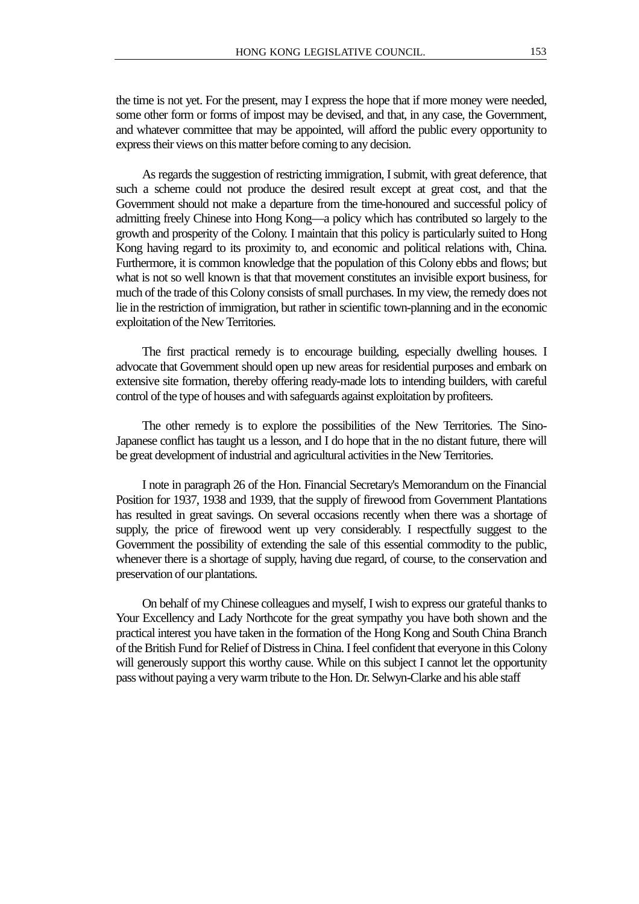the time is not yet. For the present, may I express the hope that if more money were needed, some other form or forms of impost may be devised, and that, in any case, the Government, and whatever committee that may be appointed, will afford the public every opportunity to express their views on this matter before coming to any decision.

As regards the suggestion of restricting immigration, I submit, with great deference, that such a scheme could not produce the desired result except at great cost, and that the Government should not make a departure from the time-honoured and successful policy of admitting freely Chinese into Hong Kong—a policy which has contributed so largely to the growth and prosperity of the Colony. I maintain that this policy is particularly suited to Hong Kong having regard to its proximity to, and economic and political relations with, China. Furthermore, it is common knowledge that the population of this Colony ebbs and flows; but what is not so well known is that that movement constitutes an invisible export business, for much of the trade of this Colony consists of small purchases. In my view, the remedy does not lie in the restriction of immigration, but rather in scientific town-planning and in the economic exploitation of the New Territories.

The first practical remedy is to encourage building, especially dwelling houses. I advocate that Government should open up new areas for residential purposes and embark on extensive site formation, thereby offering ready-made lots to intending builders, with careful control of the type of houses and with safeguards against exploitation by profiteers.

The other remedy is to explore the possibilities of the New Territories. The Sino-Japanese conflict has taught us a lesson, and I do hope that in the no distant future, there will be great development of industrial and agricultural activities in the New Territories.

I note in paragraph 26 of the Hon. Financial Secretary's Memorandum on the Financial Position for 1937, 1938 and 1939, that the supply of firewood from Government Plantations has resulted in great savings. On several occasions recently when there was a shortage of supply, the price of firewood went up very considerably. I respectfully suggest to the Government the possibility of extending the sale of this essential commodity to the public, whenever there is a shortage of supply, having due regard, of course, to the conservation and preservation of our plantations.

On behalf of my Chinese colleagues and myself, I wish to express our grateful thanks to Your Excellency and Lady Northcote for the great sympathy you have both shown and the practical interest you have taken in the formation of the Hong Kong and South China Branch of the British Fund for Relief of Distress in China. I feel confident that everyone in this Colony will generously support this worthy cause. While on this subject I cannot let the opportunity pass without paying a very warm tribute to the Hon. Dr. Selwyn-Clarke and his able staff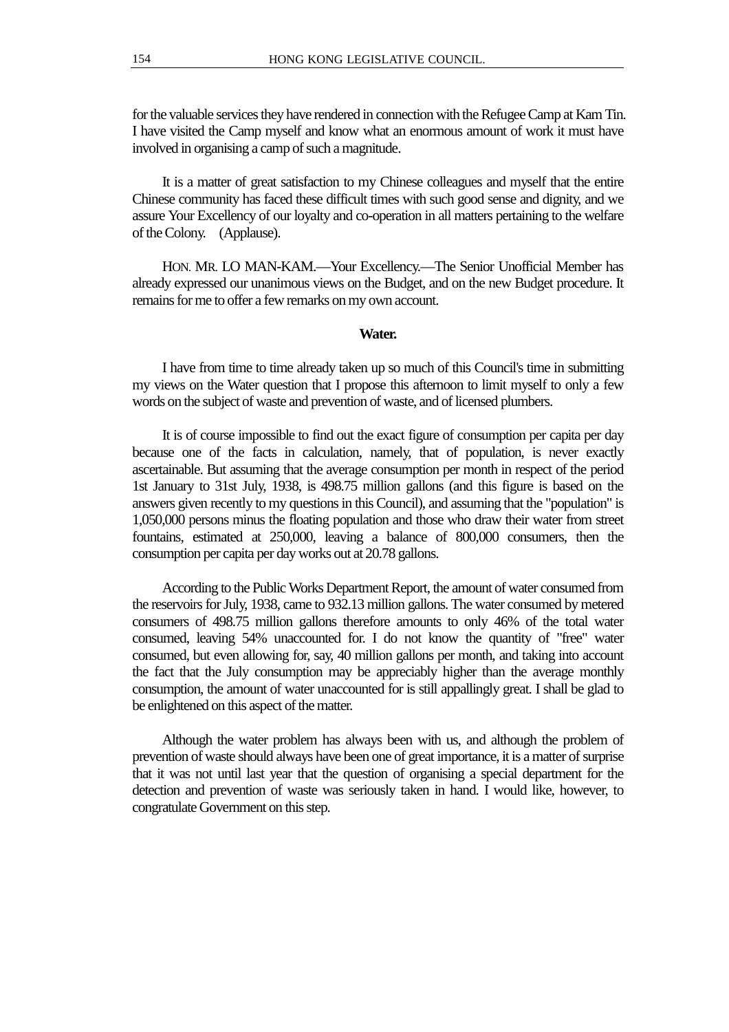for the valuable services they have rendered in connection with the Refugee Camp at Kam Tin. I have visited the Camp myself and know what an enormous amount of work it must have involved in organising a camp of such a magnitude.

It is a matter of great satisfaction to my Chinese colleagues and myself that the entire Chinese community has faced these difficult times with such good sense and dignity, and we assure Your Excellency of our loyalty and co-operation in all matters pertaining to the welfare of the Colony. (Applause).

HON. MR. LO MAN-KAM.—Your Excellency.—The Senior Unofficial Member has already expressed our unanimous views on the Budget, and on the new Budget procedure. It remains for me to offer a few remarks on my own account.

**Water.**

I have from time to time already taken up so much of this Council's time in submitting my views on the Water question that I propose this afternoon to limit myself to only a few words on the subject of waste and prevention of waste, and of licensed plumbers.

It is of course impossible to find out the exact figure of consumption per capita per day because one of the facts in calculation, namely, that of population, is never exactly ascertainable. But assuming that the average consumption per month in respect of the period 1st January to 31st July, 1938, is 498.75 million gallons (and this figure is based on the answers given recently to my questions in this Council), and assuming that the "population" is 1,050,000 persons minus the floating population and those who draw their water from street fountains, estimated at 250,000, leaving a balance of 800,000 consumers, then the consumption per capita per day works out at 20.78 gallons.

According to the Public Works Department Report, the amount of water consumed from the reservoirs for July, 1938, came to 932.13 million gallons. The water consumed by metered consumers of 498.75 million gallons therefore amounts to only 46% of the total water consumed, leaving 54% unaccounted for. I do not know the quantity of "free" water consumed, but even allowing for, say, 40 million gallons per month, and taking into account the fact that the July consumption may be appreciably higher than the average monthly consumption, the amount of water unaccounted for is still appallingly great. I shall be glad to be enlightened on this aspect of the matter.

Although the water problem has always been with us, and although the problem of prevention of waste should always have been one of great importance, it is a matter of surprise that it was not until last year that the question of organising a special department for the detection and prevention of waste was seriously taken in hand. I would like, however, to congratulate Government on this step.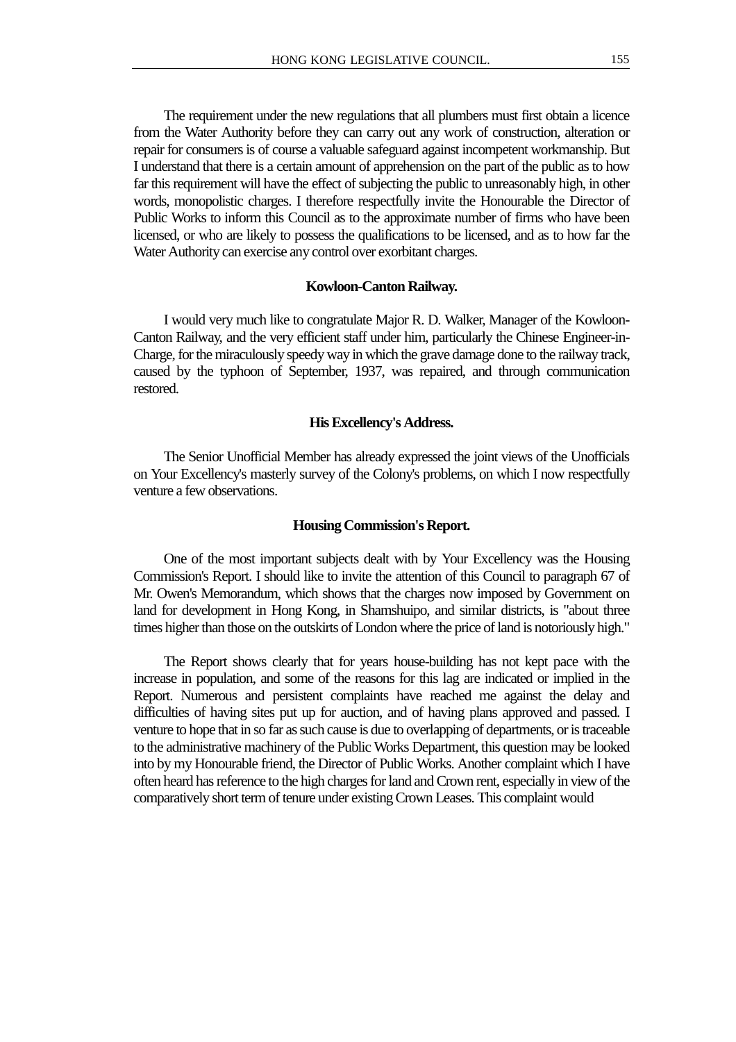The requirement under the new regulations that all plumbers must first obtain a licence from the Water Authority before they can carry out any work of construction, alteration or repair for consumers is of course a valuable safeguard against incompetent workmanship. But I understand that there is a certain amount of apprehension on the part of the public as to how far this requirement will have the effect of subjecting the public to unreasonably high, in other words, monopolistic charges. I therefore respectfully invite the Honourable the Director of Public Works to inform this Council as to the approximate number of firms who have been licensed, or who are likely to possess the qualifications to be licensed, and as to how far the Water Authority can exercise any control over exorbitant charges.

**Kowloon-Canton Railway.**

I would very much like to congratulate Major R. D. Walker, Manager of the Kowloon-Canton Railway, and the very efficient staff under him, particularly the Chinese Engineer-in-Charge, for the miraculously speedy way in which the grave damage done to the railway track, caused by the typhoon of September, 1937, was repaired, and through communication restored.

**His Excellency's Address.**

The Senior Unofficial Member has already expressed the joint views of the Unofficials on Your Excellency's masterly survey of the Colony's problems, on which I now respectfully venture a few observations.

**Housing Commission's Report.**

One of the most important subjects dealt with by Your Excellency was the Housing Commission's Report. I should like to invite the attention of this Council to paragraph 67 of Mr. Owen's Memorandum, which shows that the charges now imposed by Government on land for development in Hong Kong, in Shamshuipo, and similar districts, is "about three times higher than those on the outskirts of London where the price of land is notoriously high."

The Report shows clearly that for years house-building has not kept pace with the increase in population, and some of the reasons for this lag are indicated or implied in the Report. Numerous and persistent complaints have reached me against the delay and difficulties of having sites put up for auction, and of having plans approved and passed. I venture to hope that in so far as such cause is due to overlapping of departments, or is traceable to the administrative machinery of the Public Works Department, this question may be looked into by my Honourable friend, the Director of Public Works. Another complaint which I have often heard has reference to the high charges for land and Crown rent, especially in view of the comparatively short term of tenure under existing Crown Leases. This complaint would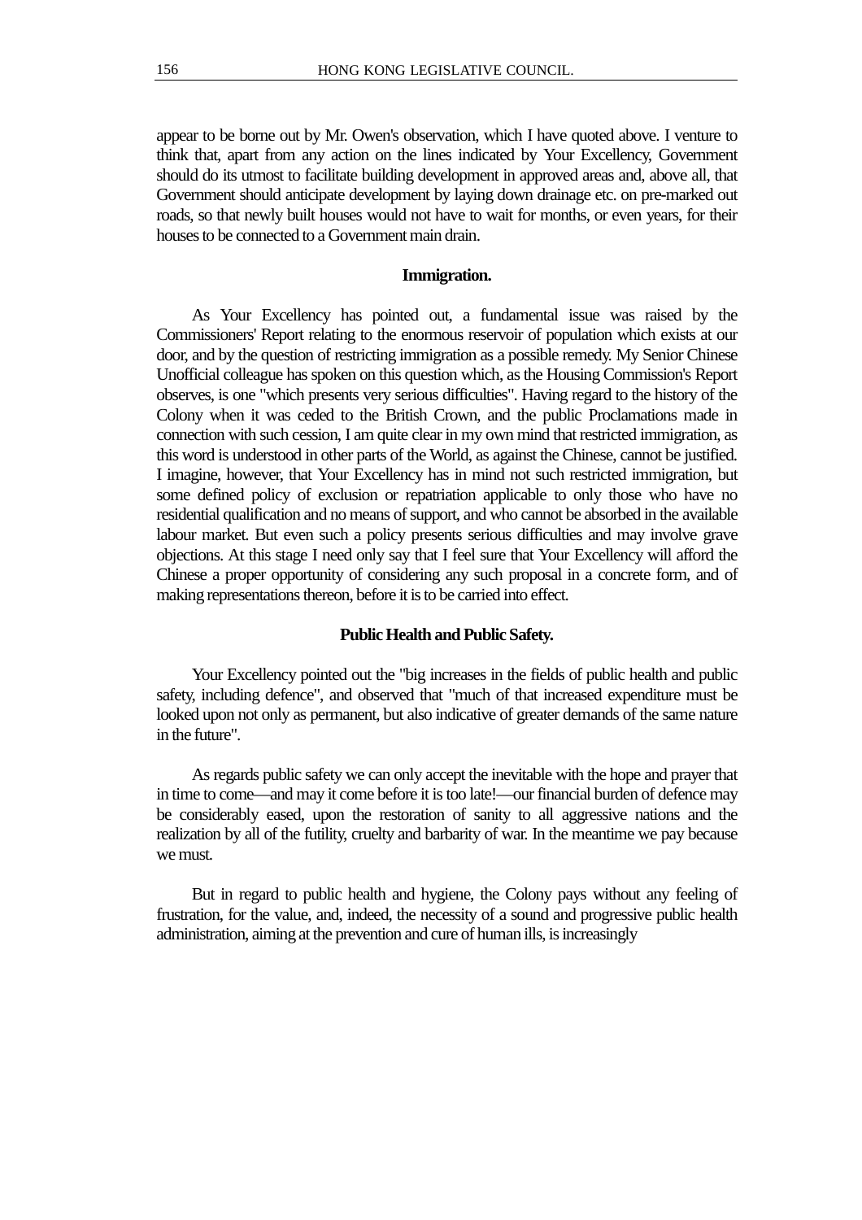appear to be borne out by Mr. Owen's observation, which I have quoted above. I venture to think that, apart from any action on the lines indicated by Your Excellency, Government should do its utmost to facilitate building development in approved areas and, above all, that Government should anticipate development by laying down drainage etc. on pre-marked out roads, so that newly built houses would not have to wait for months, or even years, for their houses to be connected to a Government main drain.

**Immigration.**

As Your Excellency has pointed out, a fundamental issue was raised by the Commissioners' Report relating to the enormous reservoir of population which exists at our door, and by the question of restricting immigration as a possible remedy. My Senior Chinese Unofficial colleague has spoken on this question which, as the Housing Commission's Report observes, is one "which presents very serious difficulties". Having regard to the history of the Colony when it was ceded to the British Crown, and the public Proclamations made in connection with such cession, I am quite clear in my own mind that restricted immigration, as this word is understood in other parts of the World, as against the Chinese, cannot be justified. I imagine, however, that Your Excellency has in mind not such restricted immigration, but some defined policy of exclusion or repatriation applicable to only those who have no residential qualification and no means of support, and who cannot be absorbed in the available labour market. But even such a policy presents serious difficulties and may involve grave objections. At this stage I need only say that I feel sure that Your Excellency will afford the Chinese a proper opportunity of considering any such proposal in a concrete form, and of making representations thereon, before it is to be carried into effect.

**Public Health and Public Safety.**

Your Excellency pointed out the "big increases in the fields of public health and public safety, including defence", and observed that "much of that increased expenditure must be looked upon not only as permanent, but also indicative of greater demands of the same nature in the future".

As regards public safety we can only accept the inevitable with the hope and prayer that in time to come—and may it come before it is too late!—our financial burden of defence may be considerably eased, upon the restoration of sanity to all aggressive nations and the realization by all of the futility, cruelty and barbarity of war. In the meantime we pay because we must.

But in regard to public health and hygiene, the Colony pays without any feeling of frustration, for the value, and, indeed, the necessity of a sound and progressive public health administration, aiming at the prevention and cure of human ills, is increasingly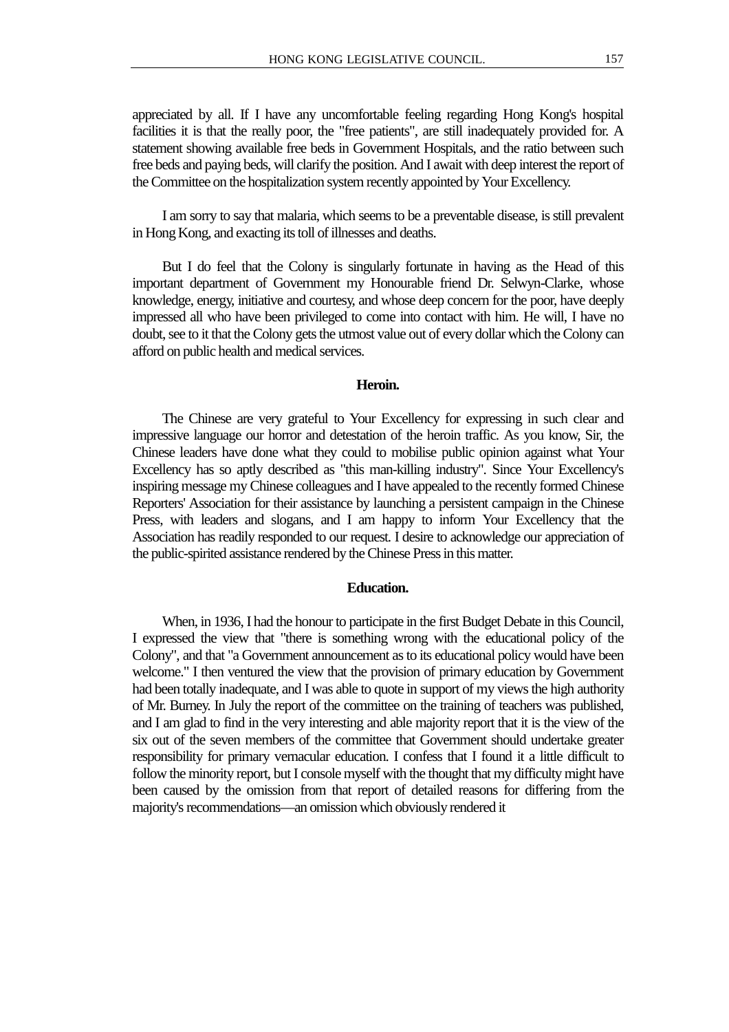appreciated by all. If I have any uncomfortable feeling regarding Hong Kong's hospital facilities it is that the really poor, the "free patients", are still inadequately provided for. A statement showing available free beds in Government Hospitals, and the ratio between such free beds and paying beds, will clarify the position. And I await with deep interest the report of the Committee on the hospitalization system recently appointed by Your Excellency.

I am sorry to say that malaria, which seems to be a preventable disease, is still prevalent in Hong Kong, and exacting its toll of illnesses and deaths.

But I do feel that the Colony is singularly fortunate in having as the Head of this important department of Government my Honourable friend Dr. Selwyn-Clarke, whose knowledge, energy, initiative and courtesy, and whose deep concern for the poor, have deeply impressed all who have been privileged to come into contact with him. He will, I have no doubt, see to it that the Colony gets the utmost value out of every dollar which the Colony can afford on public health and medical services.

**Heroin.**

The Chinese are very grateful to Your Excellency for expressing in such clear and impressive language our horror and detestation of the heroin traffic. As you know, Sir, the Chinese leaders have done what they could to mobilise public opinion against what Your Excellency has so aptly described as "this man-killing industry". Since Your Excellency's inspiring message my Chinese colleagues and I have appealed to the recently formed Chinese Reporters' Association for their assistance by launching a persistent campaign in the Chinese Press, with leaders and slogans, and I am happy to inform Your Excellency that the Association has readily responded to our request. I desire to acknowledge our appreciation of the public-spirited assistance rendered by the Chinese Press in this matter.

**Education.**

When, in 1936, I had the honour to participate in the first Budget Debate in this Council, I expressed the view that "there is something wrong with the educational policy of the Colony", and that "a Government announcement as to its educational policy would have been welcome." I then ventured the view that the provision of primary education by Government had been totally inadequate, and I was able to quote in support of my views the high authority of Mr. Burney. In July the report of the committee on the training of teachers was published, and I am glad to find in the very interesting and able majority report that it is the view of the six out of the seven members of the committee that Government should undertake greater responsibility for primary vernacular education. I confess that I found it a little difficult to follow the minority report, but I console myself with the thought that my difficulty might have been caused by the omission from that report of detailed reasons for differing from the majority's recommendations—an omission which obviously rendered it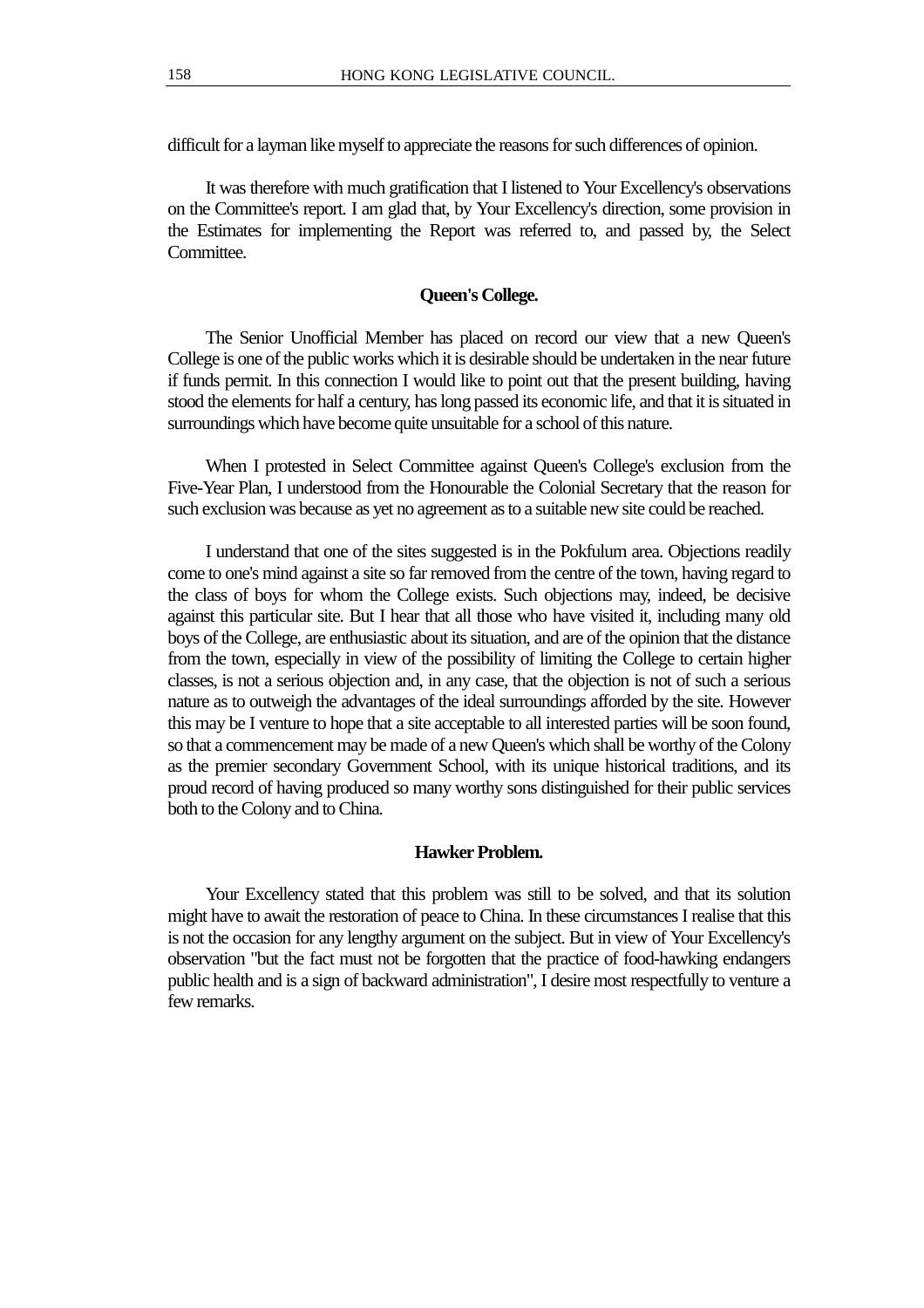difficult for a layman like myself to appreciate the reasons for such differences of opinion.

It was therefore with much gratification that I listened to Your Excellency's observations on the Committee's report. I am glad that, by Your Excellency's direction, some provision in the Estimates for implementing the Report was referred to, and passed by, the Select Committee.

**Queen's College.**

The Senior Unofficial Member has placed on record our view that a new Queen's College is one of the public works which it is desirable should be undertaken in the near future if funds permit. In this connection I would like to point out that the present building, having stood the elements for half a century, has long passed its economic life, and that it is situated in surroundings which have become quite unsuitable for a school of this nature.

When I protested in Select Committee against Queen's College's exclusion from the Five-Year Plan, I understood from the Honourable the Colonial Secretary that the reason for such exclusion was because as yet no agreement as to a suitable new site could be reached.

I understand that one of the sites suggested is in the Pokfulum area. Objections readily come to one's mind against a site so far removed from the centre of the town, having regard to the class of boys for whom the College exists. Such objections may, indeed, be decisive against this particular site. But I hear that all those who have visited it, including many old boys of the College, are enthusiastic about its situation, and are of the opinion that the distance from the town, especially in view of the possibility of limiting the College to certain higher classes, is not a serious objection and, in any case, that the objection is not of such a serious nature as to outweigh the advantages of the ideal surroundings afforded by the site. However this may be I venture to hope that a site acceptable to all interested parties will be soon found, so that a commencement may be made of a new Queen's which shall be worthy of the Colony as the premier secondary Government School, with its unique historical traditions, and its proud record of having produced so many worthy sons distinguished for their public services both to the Colony and to China.

**Hawker Problem.**

Your Excellency stated that this problem was still to be solved, and that its solution might have to await the restoration of peace to China. In these circumstances I realise that this is not the occasion for any lengthy argument on the subject. But in view of Your Excellency's observation "but the fact must not be forgotten that the practice of food-hawking endangers public health and is a sign of backward administration", I desire most respectfully to venture a few remarks.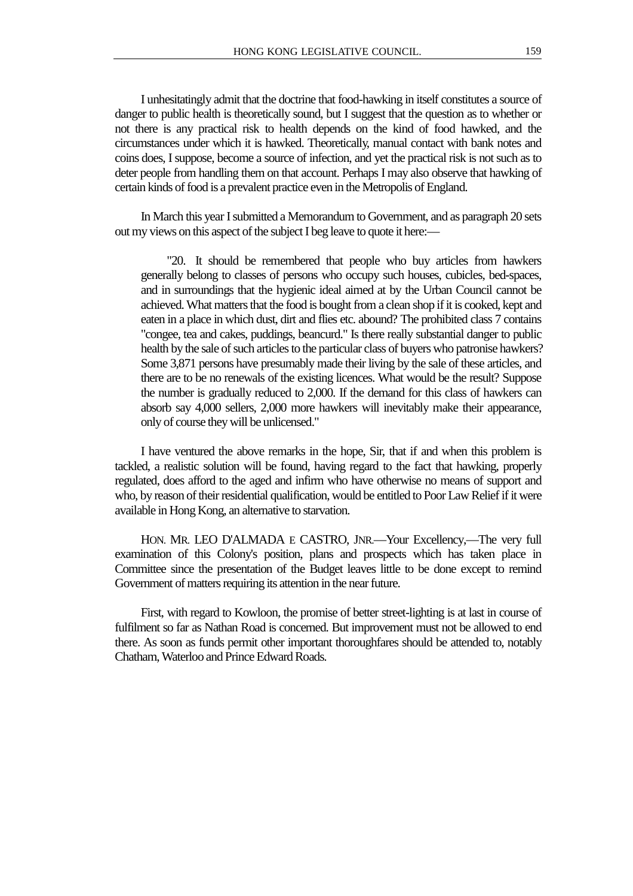I unhesitatingly admit that the doctrine that food-hawking in itself constitutes a source of danger to public health is theoretically sound, but I suggest that the question as to whether or not there is any practical risk to health depends on the kind of food hawked, and the circumstances under which it is hawked. Theoretically, manual contact with bank notes and coins does, I suppose, become a source of infection, and yet the practical risk is not such as to deter people from handling them on that account. Perhaps I may also observe that hawking of certain kinds of food is a prevalent practice even in the Metropolis of England.

In March this year I submitted a Memorandum to Government, and as paragraph 20 sets out my views on this aspect of the subject I beg leave to quote it here:—

> "20. It should be remembered that people who buy articles from hawkers generally belong to classes of persons who occupy such houses, cubicles, bed-spaces, and in surroundings that the hygienic ideal aimed at by the Urban Council cannot be achieved. What matters that the food is bought from a clean shop if it is cooked, kept and eaten in a place in which dust, dirt and flies etc. abound? The prohibited class 7 contains "congee, tea and cakes, puddings, beancurd." Is there really substantial danger to public health by the sale of such articles to the particular class of buyers who patronise hawkers? Some 3,871 persons have presumably made their living by the sale of these articles, and there are to be no renewals of the existing licences. What would be the result? Suppose the number is gradually reduced to 2,000. If the demand for this class of hawkers can absorb say 4,000 sellers, 2,000 more hawkers will inevitably make their appearance, only of course they will be unlicensed."

I have ventured the above remarks in the hope, Sir, that if and when this problem is tackled, a realistic solution will be found, having regard to the fact that hawking, properly regulated, does afford to the aged and infirm who have otherwise no means of support and who, by reason of their residential qualification, would be entitled to Poor Law Relief if it were available in Hong Kong, an alternative to starvation.

HON. MR. LEO D'ALMADA E CASTRO, JNR.—Your Excellency,—The very full examination of this Colony's position, plans and prospects which has taken place in Committee since the presentation of the Budget leaves little to be done except to remind Government of matters requiring its attention in the near future.

First, with regard to Kowloon, the promise of better street-lighting is at last in course of fulfilment so far as Nathan Road is concerned. But improvement must not be allowed to end there. As soon as funds permit other important thoroughfares should be attended to, notably Chatham, Waterloo and Prince Edward Roads.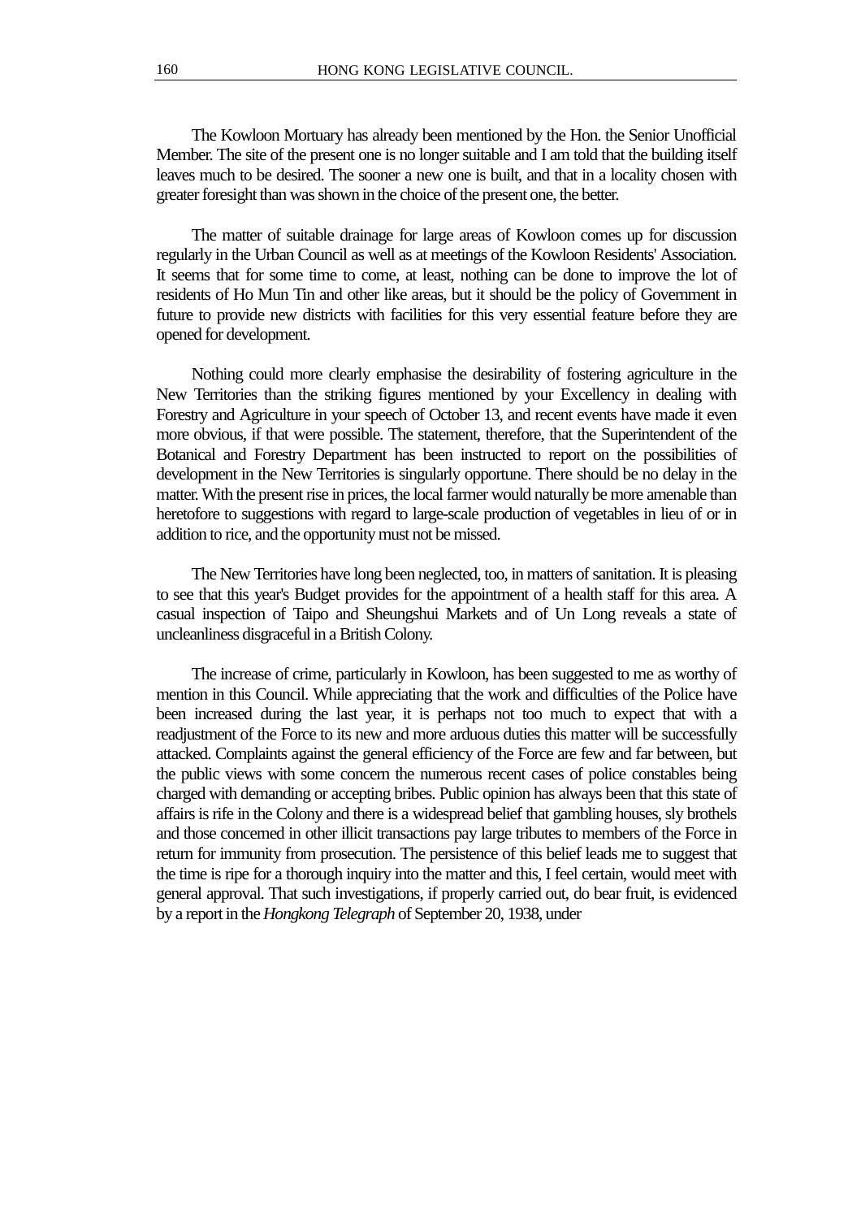The Kowloon Mortuary has already been mentioned by the Hon. the Senior Unofficial Member. The site of the present one is no longer suitable and I am told that the building itself leaves much to be desired. The sooner a new one is built, and that in a locality chosen with greater foresight than was shown in the choice of the present one, the better.

The matter of suitable drainage for large areas of Kowloon comes up for discussion regularly in the Urban Council as well as at meetings of the Kowloon Residents' Association. It seems that for some time to come, at least, nothing can be done to improve the lot of residents of Ho Mun Tin and other like areas, but it should be the policy of Government in future to provide new districts with facilities for this very essential feature before they are opened for development.

Nothing could more clearly emphasise the desirability of fostering agriculture in the New Territories than the striking figures mentioned by your Excellency in dealing with Forestry and Agriculture in your speech of October 13, and recent events have made it even more obvious, if that were possible. The statement, therefore, that the Superintendent of the Botanical and Forestry Department has been instructed to report on the possibilities of development in the New Territories is singularly opportune. There should be no delay in the matter. With the present rise in prices, the local farmer would naturally be more amenable than heretofore to suggestions with regard to large-scale production of vegetables in lieu of or in addition to rice, and the opportunity must not be missed.

The New Territories have long been neglected, too, in matters of sanitation. It is pleasing to see that this year's Budget provides for the appointment of a health staff for this area. A casual inspection of Taipo and Sheungshui Markets and of Un Long reveals a state of uncleanliness disgraceful in a British Colony.

The increase of crime, particularly in Kowloon, has been suggested to me as worthy of mention in this Council. While appreciating that the work and difficulties of the Police have been increased during the last year, it is perhaps not too much to expect that with a readjustment of the Force to its new and more arduous duties this matter will be successfully attacked. Complaints against the general efficiency of the Force are few and far between, but the public views with some concern the numerous recent cases of police constables being charged with demanding or accepting bribes. Public opinion has always been that this state of affairs is rife in the Colony and there is a widespread belief that gambling houses, sly brothels and those concerned in other illicit transactions pay large tributes to members of the Force in return for immunity from prosecution. The persistence of this belief leads me to suggest that the time is ripe for a thorough inquiry into the matter and this, I feel certain, would meet with general approval. That such investigations, if properly carried out, do bear fruit, is evidenced by a report in the *Hongkong Telegraph* of September 20, 1938, under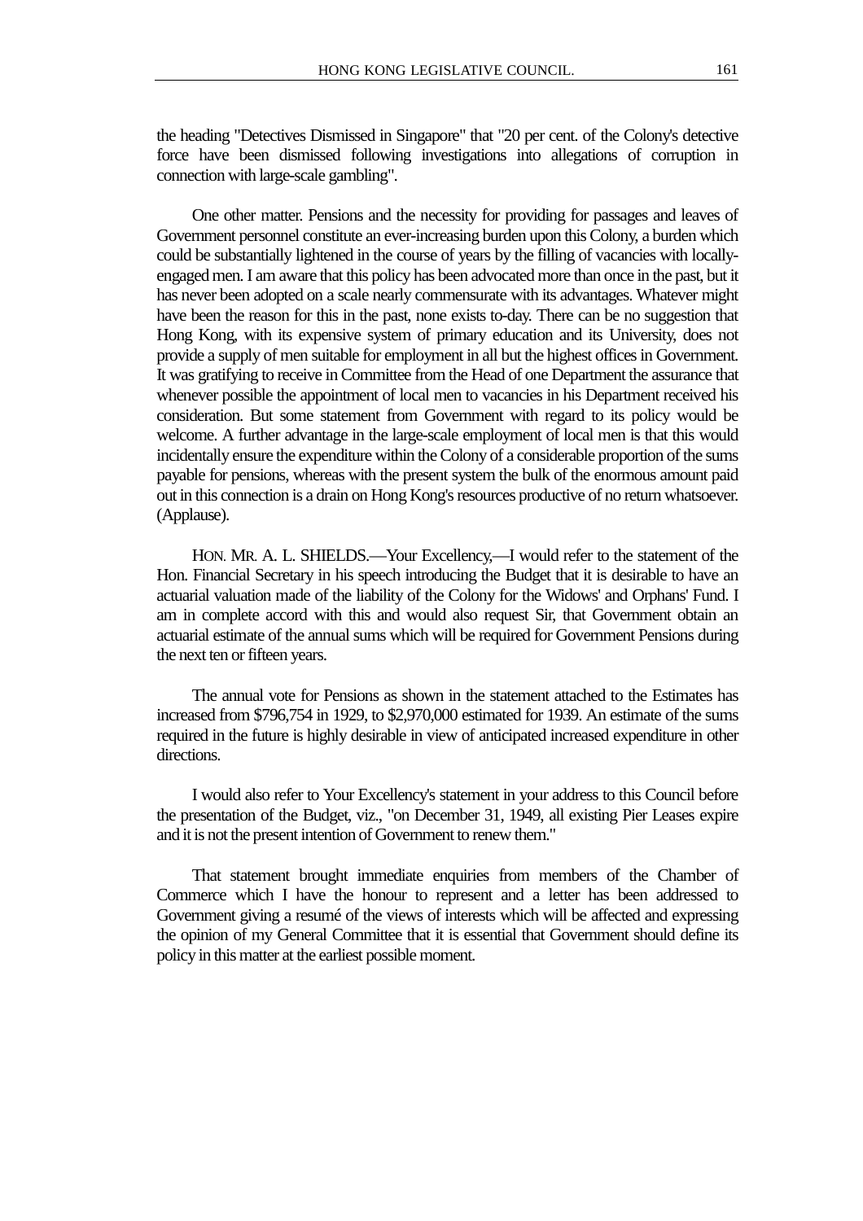the heading "Detectives Dismissed in Singapore" that "20 per cent. of the Colony's detective force have been dismissed following investigations into allegations of corruption in connection with large-scale gambling".

One other matter. Pensions and the necessity for providing for passages and leaves of Government personnel constitute an ever-increasing burden upon this Colony, a burden which could be substantially lightened in the course of years by the filling of vacancies with locally-engaged men. I am aware that this policy has been advocated more than once in the past, but it has never been adopted on a scale nearly commensurate with its advantages. Whatever might have been the reason for this in the past, none exists to-day. There can be no suggestion that Hong Kong, with its expensive system of primary education and its University, does not provide a supply of men suitable for employment in all but the highest offices in Government. It was gratifying to receive in Committee from the Head of one Department the assurance that whenever possible the appointment of local men to vacancies in his Department received his consideration. But some statement from Government with regard to its policy would be welcome. A further advantage in the large-scale employment of local men is that this would incidentally ensure the expenditure within the Colony of a considerable proportion of the sums payable for pensions, whereas with the present system the bulk of the enormous amount paid out in this connection is a drain on Hong Kong's resources productive of no return whatsoever. (Applause).

HON. MR. A. L. SHIELDS.—Your Excellency,—I would refer to the statement of the Hon. Financial Secretary in his speech introducing the Budget that it is desirable to have an actuarial valuation made of the liability of the Colony for the Widows' and Orphans' Fund. I am in complete accord with this and would also request Sir, that Government obtain an actuarial estimate of the annual sums which will be required for Government Pensions during the next ten or fifteen years.

The annual vote for Pensions as shown in the statement attached to the Estimates has increased from $796,754 in 1929, to $2,970,000 estimated for 1939. An estimate of the sums required in the future is highly desirable in view of anticipated increased expenditure in other directions.

I would also refer to Your Excellency's statement in your address to this Council before the presentation of the Budget, viz., "on December 31, 1949, all existing Pier Leases expire and it is not the present intention of Government to renew them."

That statement brought immediate enquiries from members of the Chamber of Commerce which I have the honour to represent and a letter has been addressed to Government giving a resumé of the views of interests which will be affected and expressing the opinion of my General Committee that it is essential that Government should define its policy in this matter at the earliest possible moment.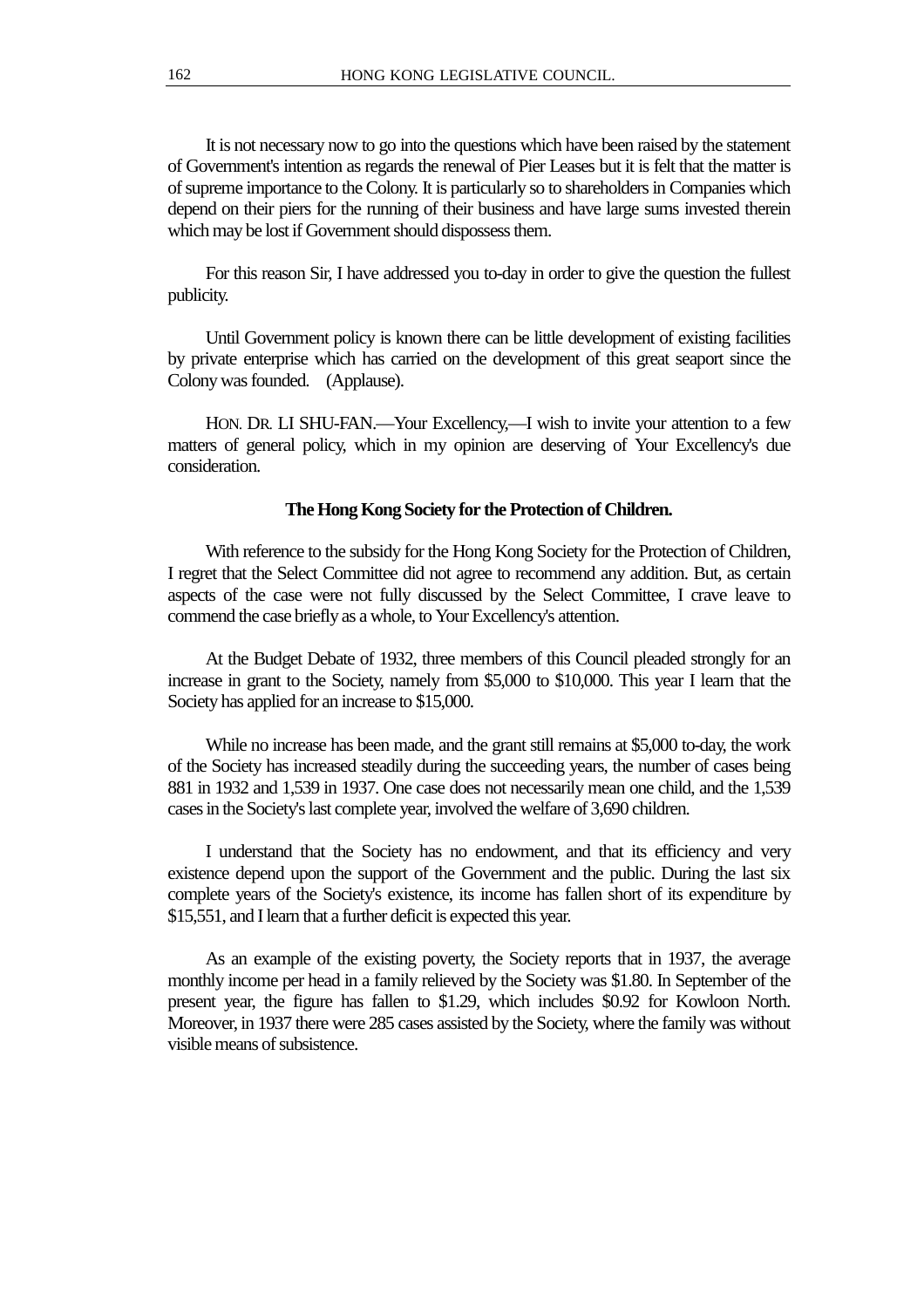It is not necessary now to go into the questions which have been raised by the statement of Government's intention as regards the renewal of Pier Leases but it is felt that the matter is of supreme importance to the Colony. It is particularly so to shareholders in Companies which depend on their piers for the running of their business and have large sums invested therein which may be lost if Government should dispossess them.

For this reason Sir, I have addressed you to-day in order to give the question the fullest publicity.

Until Government policy is known there can be little development of existing facilities by private enterprise which has carried on the development of this great seaport since the Colony was founded. (Applause).

HON. DR. LI SHU-FAN.—Your Excellency,—I wish to invite your attention to a few matters of general policy, which in my opinion are deserving of Your Excellency's due consideration.

**The Hong Kong Society for the Protection of Children.**

With reference to the subsidy for the Hong Kong Society for the Protection of Children, I regret that the Select Committee did not agree to recommend any addition. But, as certain aspects of the case were not fully discussed by the Select Committee, I crave leave to commend the case briefly as a whole, to Your Excellency's attention.

At the Budget Debate of 1932, three members of this Council pleaded strongly for an increase in grant to the Society, namely from $5,000 to $10,000. This year I learn that the Society has applied for an increase to $15,000.

While no increase has been made, and the grant still remains at $5,000 to-day, the work of the Society has increased steadily during the succeeding years, the number of cases being 881 in 1932 and 1,539 in 1937. One case does not necessarily mean one child, and the 1,539 cases in the Society's last complete year, involved the welfare of 3,690 children.

I understand that the Society has no endowment, and that its efficiency and very existence depend upon the support of the Government and the public. During the last six complete years of the Society's existence, its income has fallen short of its expenditure by $15,551, and I learn that a further deficit is expected this year.

As an example of the existing poverty, the Society reports that in 1937, the average monthly income per head in a family relieved by the Society was $1.80. In September of the present year, the figure has fallen to $1.29, which includes $0.92 for Kowloon North. Moreover, in 1937 there were 285 cases assisted by the Society, where the family was without visible means of subsistence.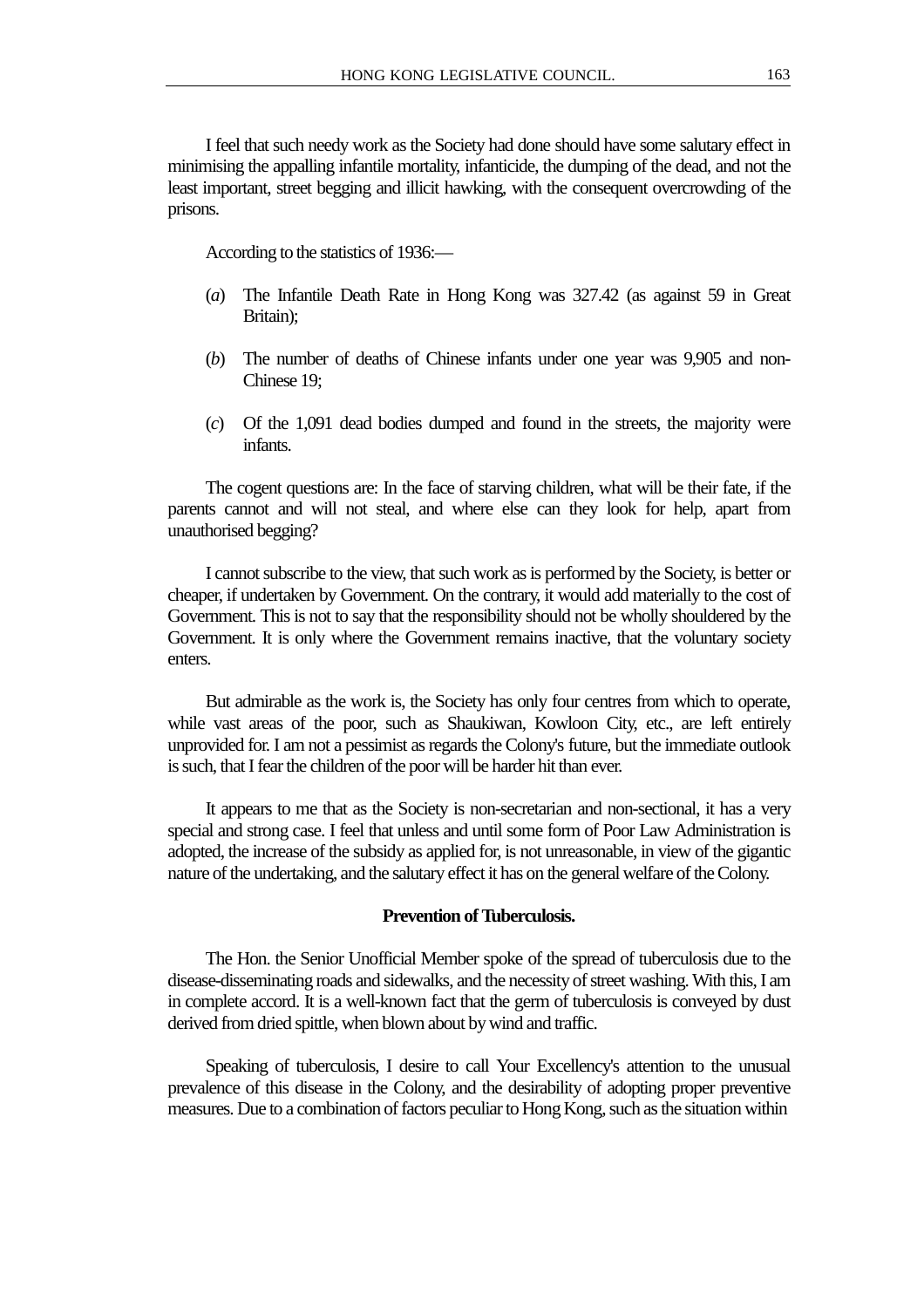I feel that such needy work as the Society had done should have some salutary effect in minimising the appalling infantile mortality, infanticide, the dumping of the dead, and not the least important, street begging and illicit hawking, with the consequent overcrowding of the prisons.

According to the statistics of 1936:—

(*a*) The Infantile Death Rate in Hong Kong was 327.42 (as against 59 in Great Britain);

(*b*) The number of deaths of Chinese infants under one year was 9,905 and non-Chinese 19;

(*c*) Of the 1,091 dead bodies dumped and found in the streets, the majority were infants.

The cogent questions are: In the face of starving children, what will be their fate, if the parents cannot and will not steal, and where else can they look for help, apart from unauthorised begging?

I cannot subscribe to the view, that such work as is performed by the Society, is better or cheaper, if undertaken by Government. On the contrary, it would add materially to the cost of Government. This is not to say that the responsibility should not be wholly shouldered by the Government. It is only where the Government remains inactive, that the voluntary society enters.

But admirable as the work is, the Society has only four centres from which to operate, while vast areas of the poor, such as Shaukiwan, Kowloon City, etc., are left entirely unprovided for. I am not a pessimist as regards the Colony's future, but the immediate outlook is such, that I fear the children of the poor will be harder hit than ever.

It appears to me that as the Society is non-secretarian and non-sectional, it has a very special and strong case. I feel that unless and until some form of Poor Law Administration is adopted, the increase of the subsidy as applied for, is not unreasonable, in view of the gigantic nature of the undertaking, and the salutary effect it has on the general welfare of the Colony.

**Prevention of Tuberculosis.**

The Hon. the Senior Unofficial Member spoke of the spread of tuberculosis due to the disease-disseminating roads and sidewalks, and the necessity of street washing. With this, I am in complete accord. It is a well-known fact that the germ of tuberculosis is conveyed by dust derived from dried spittle, when blown about by wind and traffic.

Speaking of tuberculosis, I desire to call Your Excellency's attention to the unusual prevalence of this disease in the Colony, and the desirability of adopting proper preventive measures. Due to a combination of factors peculiar to Hong Kong, such as the situation within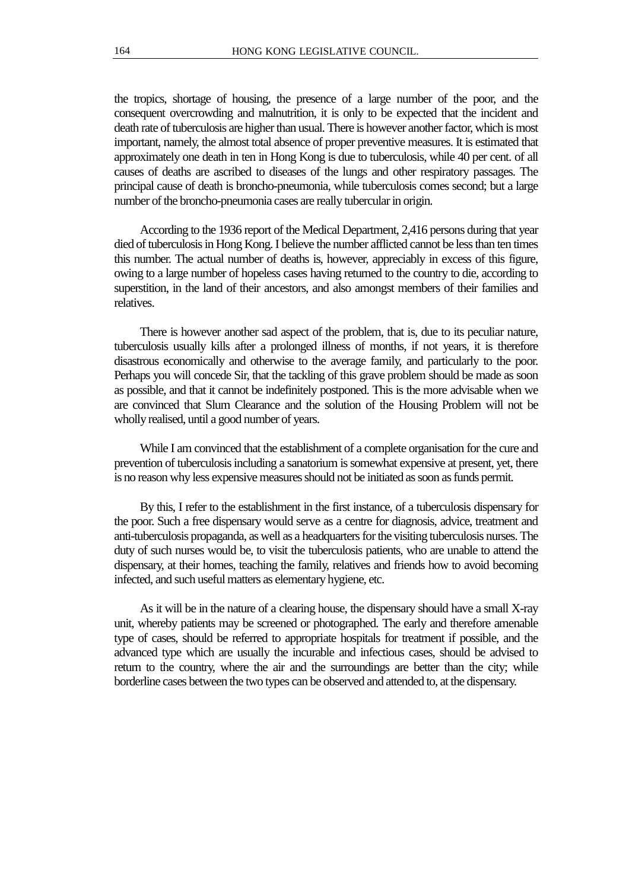the tropics, shortage of housing, the presence of a large number of the poor, and the consequent overcrowding and malnutrition, it is only to be expected that the incident and death rate of tuberculosis are higher than usual. There is however another factor, which is most important, namely, the almost total absence of proper preventive measures. It is estimated that approximately one death in ten in Hong Kong is due to tuberculosis, while 40 per cent. of all causes of deaths are ascribed to diseases of the lungs and other respiratory passages. The principal cause of death is broncho-pneumonia, while tuberculosis comes second; but a large number of the broncho-pneumonia cases are really tubercular in origin.

According to the 1936 report of the Medical Department, 2,416 persons during that year died of tuberculosis in Hong Kong. I believe the number afflicted cannot be less than ten times this number. The actual number of deaths is, however, appreciably in excess of this figure, owing to a large number of hopeless cases having returned to the country to die, according to superstition, in the land of their ancestors, and also amongst members of their families and relatives.

There is however another sad aspect of the problem, that is, due to its peculiar nature, tuberculosis usually kills after a prolonged illness of months, if not years, it is therefore disastrous economically and otherwise to the average family, and particularly to the poor. Perhaps you will concede Sir, that the tackling of this grave problem should be made as soon as possible, and that it cannot be indefinitely postponed. This is the more advisable when we are convinced that Slum Clearance and the solution of the Housing Problem will not be wholly realised, until a good number of years.

While I am convinced that the establishment of a complete organisation for the cure and prevention of tuberculosis including a sanatorium is somewhat expensive at present, yet, there is no reason why less expensive measures should not be initiated as soon as funds permit.

By this, I refer to the establishment in the first instance, of a tuberculosis dispensary for the poor. Such a free dispensary would serve as a centre for diagnosis, advice, treatment and anti-tuberculosis propaganda, as well as a headquarters for the visiting tuberculosis nurses. The duty of such nurses would be, to visit the tuberculosis patients, who are unable to attend the dispensary, at their homes, teaching the family, relatives and friends how to avoid becoming infected, and such useful matters as elementary hygiene, etc.

As it will be in the nature of a clearing house, the dispensary should have a small X-ray unit, whereby patients may be screened or photographed. The early and therefore amenable type of cases, should be referred to appropriate hospitals for treatment if possible, and the advanced type which are usually the incurable and infectious cases, should be advised to return to the country, where the air and the surroundings are better than the city; while borderline cases between the two types can be observed and attended to, at the dispensary.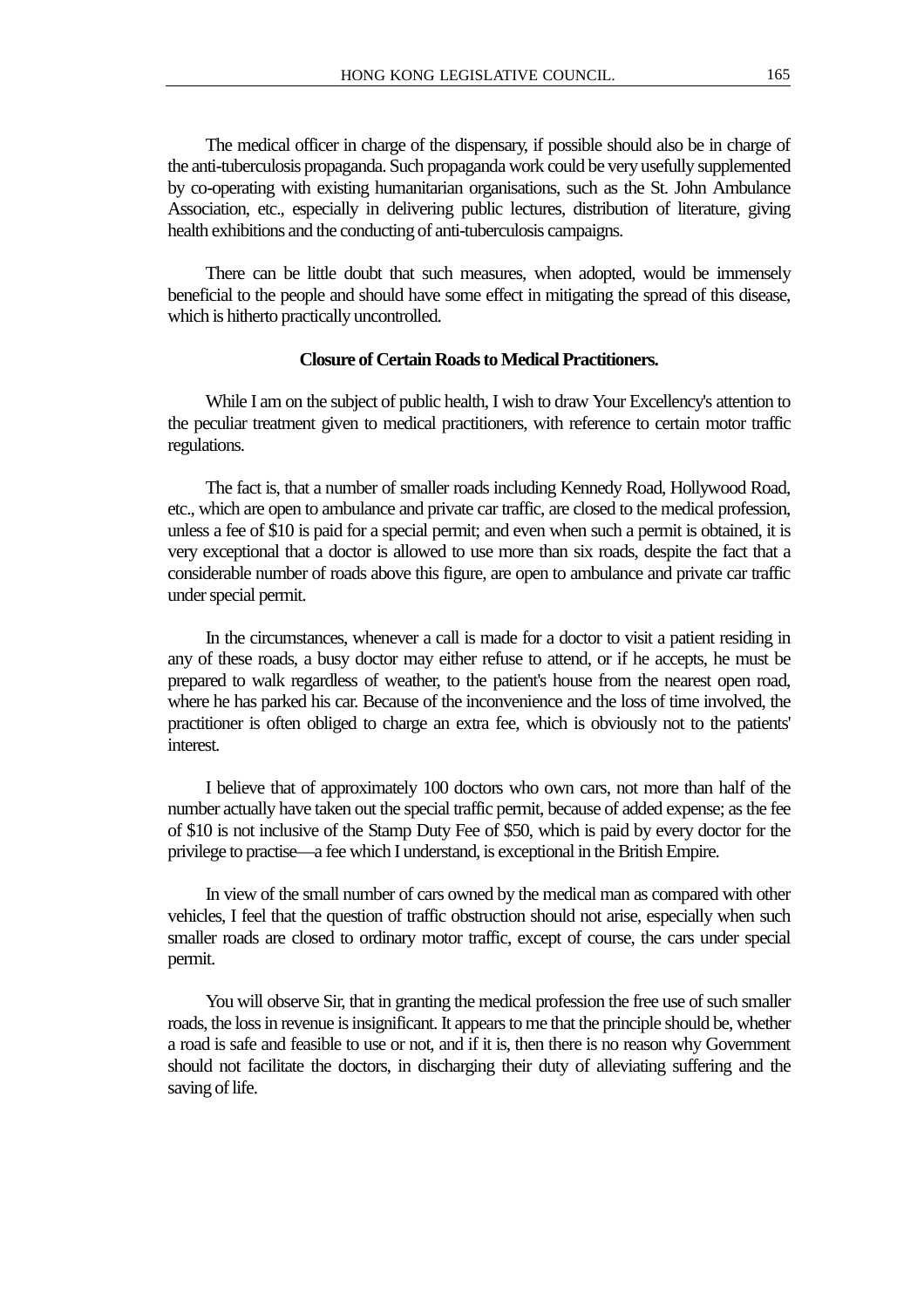The medical officer in charge of the dispensary, if possible should also be in charge of the anti-tuberculosis propaganda. Such propaganda work could be very usefully supplemented by co-operating with existing humanitarian organisations, such as the St. John Ambulance Association, etc., especially in delivering public lectures, distribution of literature, giving health exhibitions and the conducting of anti-tuberculosis campaigns.

There can be little doubt that such measures, when adopted, would be immensely beneficial to the people and should have some effect in mitigating the spread of this disease, which is hitherto practically uncontrolled.

**Closure of Certain Roads to Medical Practitioners.**

While I am on the subject of public health, I wish to draw Your Excellency's attention to the peculiar treatment given to medical practitioners, with reference to certain motor traffic regulations.

The fact is, that a number of smaller roads including Kennedy Road, Hollywood Road, etc., which are open to ambulance and private car traffic, are closed to the medical profession, unless a fee of $10 is paid for a special permit; and even when such a permit is obtained, it is very exceptional that a doctor is allowed to use more than six roads, despite the fact that a considerable number of roads above this figure, are open to ambulance and private car traffic under special permit.

In the circumstances, whenever a call is made for a doctor to visit a patient residing in any of these roads, a busy doctor may either refuse to attend, or if he accepts, he must be prepared to walk regardless of weather, to the patient's house from the nearest open road, where he has parked his car. Because of the inconvenience and the loss of time involved, the practitioner is often obliged to charge an extra fee, which is obviously not to the patients' interest.

I believe that of approximately 100 doctors who own cars, not more than half of the number actually have taken out the special traffic permit, because of added expense; as the fee of $10 is not inclusive of the Stamp Duty Fee of $50, which is paid by every doctor for the privilege to practise—a fee which I understand, is exceptional in the British Empire.

In view of the small number of cars owned by the medical man as compared with other vehicles, I feel that the question of traffic obstruction should not arise, especially when such smaller roads are closed to ordinary motor traffic, except of course, the cars under special permit.

You will observe Sir, that in granting the medical profession the free use of such smaller roads, the loss in revenue is insignificant. It appears to me that the principle should be, whether a road is safe and feasible to use or not, and if it is, then there is no reason why Government should not facilitate the doctors, in discharging their duty of alleviating suffering and the saving of life.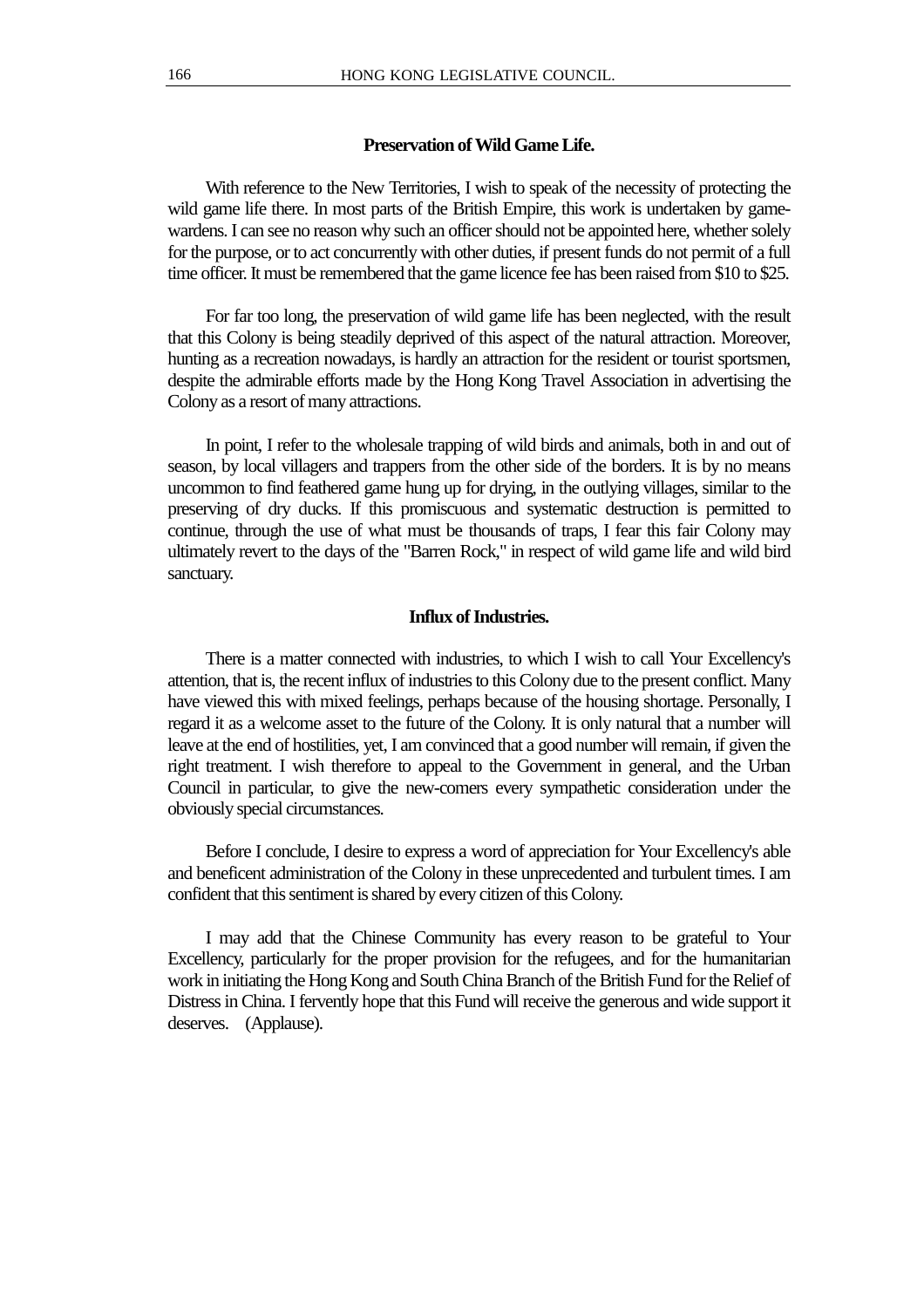### Preservation of Wild Game Life.

With reference to the New Territories, I wish to speak of the necessity of protecting the wild game life there. In most parts of the British Empire, this work is undertaken by game-wardens. I can see no reason why such an officer should not be appointed here, whether solely for the purpose, or to act concurrently with other duties, if present funds do not permit of a full time officer. It must be remembered that the game licence fee has been raised from $10 to $25.

For far too long, the preservation of wild game life has been neglected, with the result that this Colony is being steadily deprived of this aspect of the natural attraction. Moreover, hunting as a recreation nowadays, is hardly an attraction for the resident or tourist sportsmen, despite the admirable efforts made by the Hong Kong Travel Association in advertising the Colony as a resort of many attractions.

In point, I refer to the wholesale trapping of wild birds and animals, both in and out of season, by local villagers and trappers from the other side of the borders. It is by no means uncommon to find feathered game hung up for drying, in the outlying villages, similar to the preserving of dry ducks. If this promiscuous and systematic destruction is permitted to continue, through the use of what must be thousands of traps, I fear this fair Colony may ultimately revert to the days of the "Barren Rock," in respect of wild game life and wild bird sanctuary.

### Influx of Industries.

There is a matter connected with industries, to which I wish to call Your Excellency's attention, that is, the recent influx of industries to this Colony due to the present conflict. Many have viewed this with mixed feelings, perhaps because of the housing shortage. Personally, I regard it as a welcome asset to the future of the Colony. It is only natural that a number will leave at the end of hostilities, yet, I am convinced that a good number will remain, if given the right treatment. I wish therefore to appeal to the Government in general, and the Urban Council in particular, to give the new-comers every sympathetic consideration under the obviously special circumstances.

Before I conclude, I desire to express a word of appreciation for Your Excellency's able and beneficent administration of the Colony in these unprecedented and turbulent times. I am confident that this sentiment is shared by every citizen of this Colony.

I may add that the Chinese Community has every reason to be grateful to Your Excellency, particularly for the proper provision for the refugees, and for the humanitarian work in initiating the Hong Kong and South China Branch of the British Fund for the Relief of Distress in China. I fervently hope that this Fund will receive the generous and wide support it deserves. (Applause).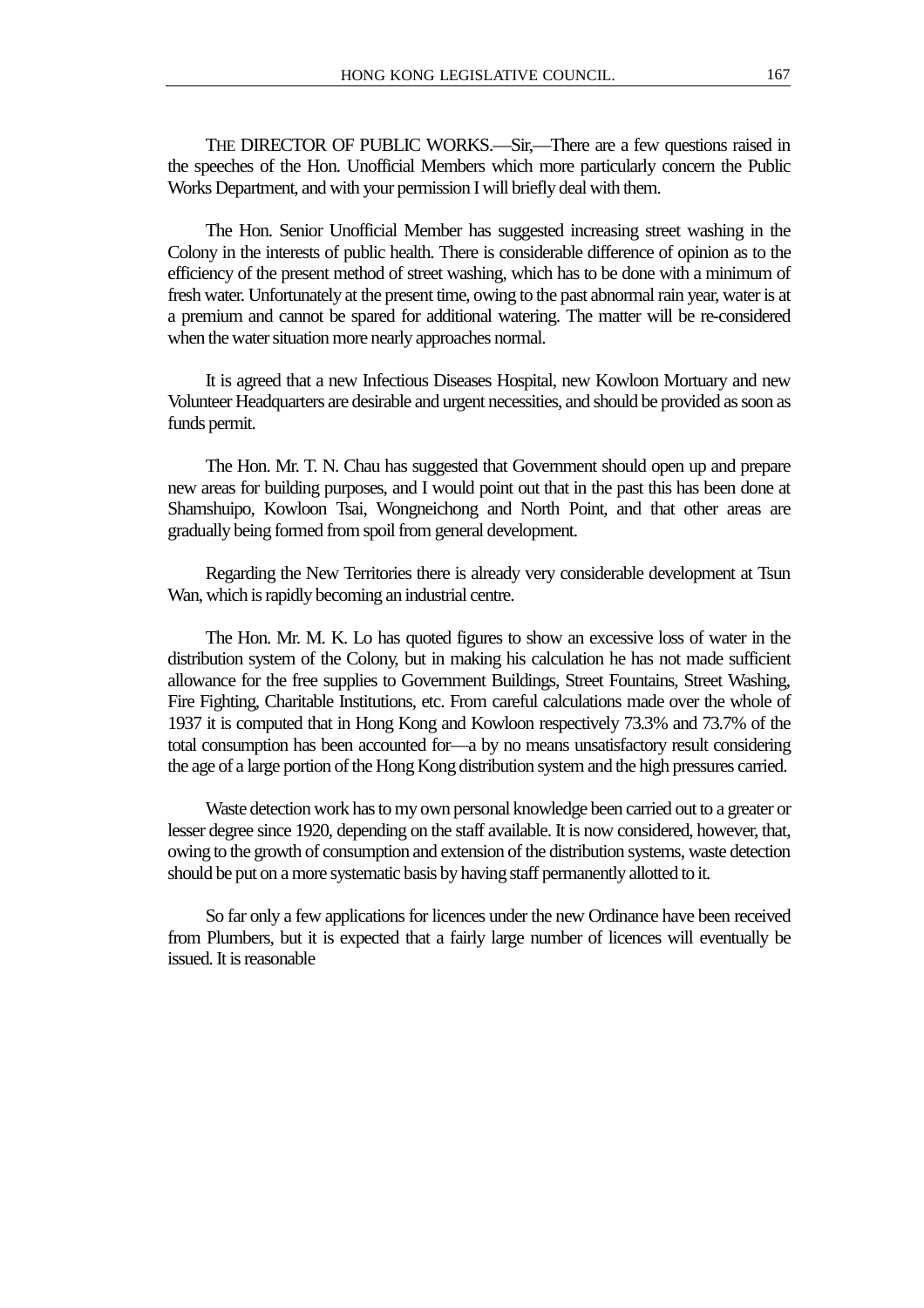THE DIRECTOR OF PUBLIC WORKS.—Sir,—There are a few questions raised in the speeches of the Hon. Unofficial Members which more particularly concern the Public Works Department, and with your permission I will briefly deal with them.

The Hon. Senior Unofficial Member has suggested increasing street washing in the Colony in the interests of public health. There is considerable difference of opinion as to the efficiency of the present method of street washing, which has to be done with a minimum of fresh water. Unfortunately at the present time, owing to the past abnormal rain year, water is at a premium and cannot be spared for additional watering. The matter will be re-considered when the water situation more nearly approaches normal.

It is agreed that a new Infectious Diseases Hospital, new Kowloon Mortuary and new Volunteer Headquarters are desirable and urgent necessities, and should be provided as soon as funds permit.

The Hon. Mr. T. N. Chau has suggested that Government should open up and prepare new areas for building purposes, and I would point out that in the past this has been done at Shamshuipo, Kowloon Tsai, Wongneichong and North Point, and that other areas are gradually being formed from spoil from general development.

Regarding the New Territories there is already very considerable development at Tsun Wan, which is rapidly becoming an industrial centre.

The Hon. Mr. M. K. Lo has quoted figures to show an excessive loss of water in the distribution system of the Colony, but in making his calculation he has not made sufficient allowance for the free supplies to Government Buildings, Street Fountains, Street Washing, Fire Fighting, Charitable Institutions, etc. From careful calculations made over the whole of 1937 it is computed that in Hong Kong and Kowloon respectively 73.3% and 73.7% of the total consumption has been accounted for—a by no means unsatisfactory result considering the age of a large portion of the Hong Kong distribution system and the high pressures carried.

Waste detection work has to my own personal knowledge been carried out to a greater or lesser degree since 1920, depending on the staff available. It is now considered, however, that, owing to the growth of consumption and extension of the distribution systems, waste detection should be put on a more systematic basis by having staff permanently allotted to it.

So far only a few applications for licences under the new Ordinance have been received from Plumbers, but it is expected that a fairly large number of licences will eventually be issued. It is reasonable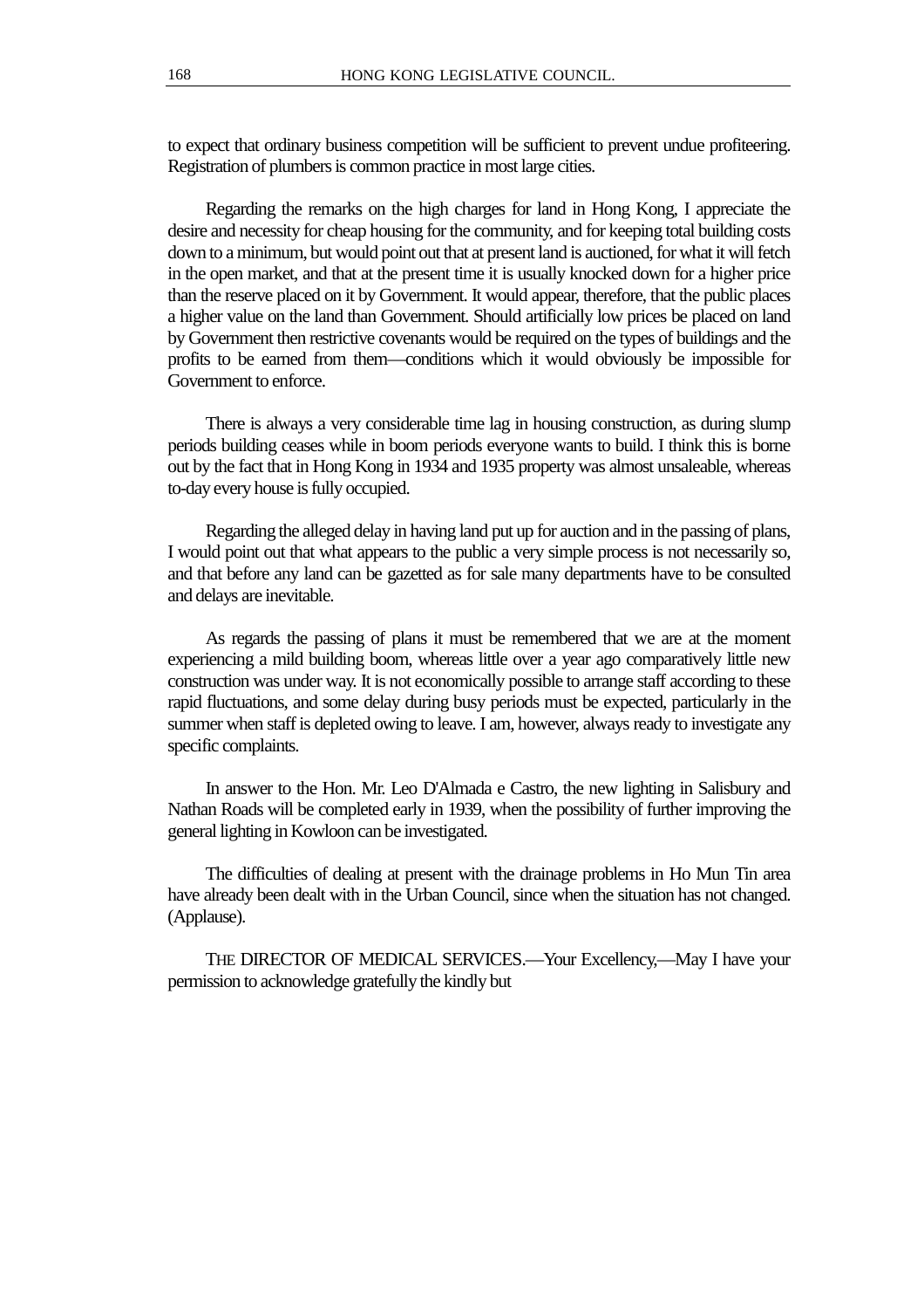to expect that ordinary business competition will be sufficient to prevent undue profiteering. Registration of plumbers is common practice in most large cities.

Regarding the remarks on the high charges for land in Hong Kong, I appreciate the desire and necessity for cheap housing for the community, and for keeping total building costs down to a minimum, but would point out that at present land is auctioned, for what it will fetch in the open market, and that at the present time it is usually knocked down for a higher price than the reserve placed on it by Government. It would appear, therefore, that the public places a higher value on the land than Government. Should artificially low prices be placed on land by Government then restrictive covenants would be required on the types of buildings and the profits to be earned from them—conditions which it would obviously be impossible for Government to enforce.

There is always a very considerable time lag in housing construction, as during slump periods building ceases while in boom periods everyone wants to build. I think this is borne out by the fact that in Hong Kong in 1934 and 1935 property was almost unsaleable, whereas to-day every house is fully occupied.

Regarding the alleged delay in having land put up for auction and in the passing of plans, I would point out that what appears to the public a very simple process is not necessarily so, and that before any land can be gazetted as for sale many departments have to be consulted and delays are inevitable.

As regards the passing of plans it must be remembered that we are at the moment experiencing a mild building boom, whereas little over a year ago comparatively little new construction was under way. It is not economically possible to arrange staff according to these rapid fluctuations, and some delay during busy periods must be expected, particularly in the summer when staff is depleted owing to leave. I am, however, always ready to investigate any specific complaints.

In answer to the Hon. Mr. Leo D'Almada e Castro, the new lighting in Salisbury and Nathan Roads will be completed early in 1939, when the possibility of further improving the general lighting in Kowloon can be investigated.

The difficulties of dealing at present with the drainage problems in Ho Mun Tin area have already been dealt with in the Urban Council, since when the situation has not changed. (Applause).

THE DIRECTOR OF MEDICAL SERVICES.—Your Excellency,—May I have your permission to acknowledge gratefully the kindly but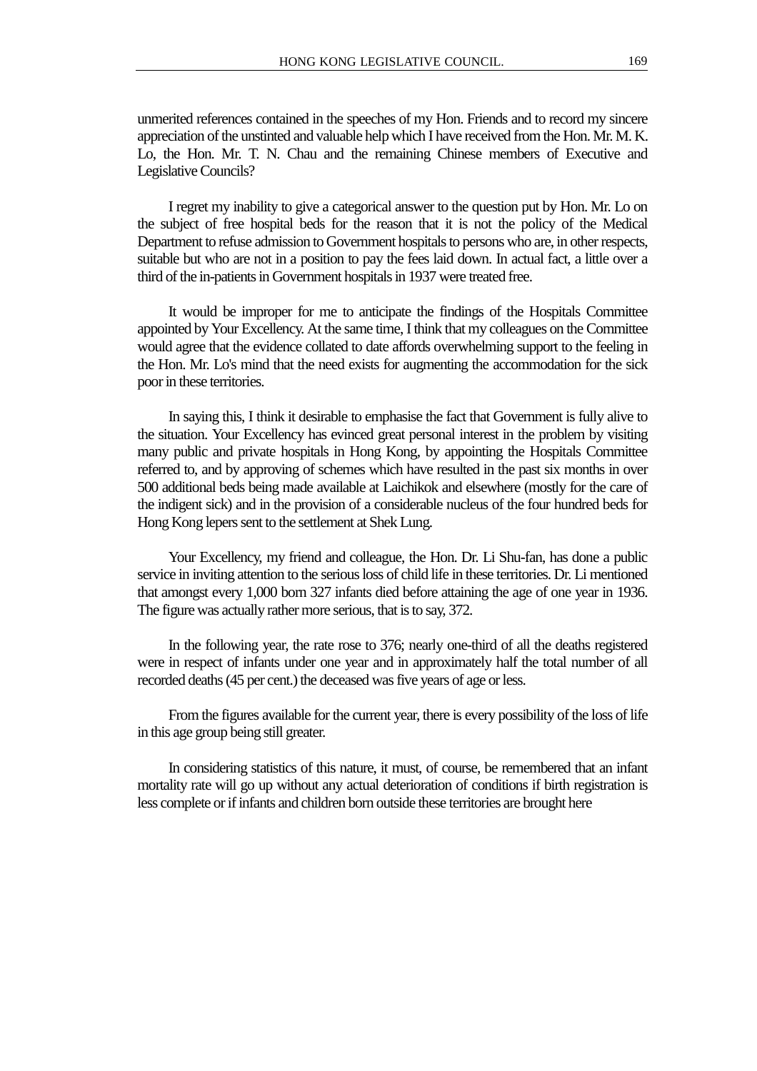unmerited references contained in the speeches of my Hon. Friends and to record my sincere appreciation of the unstinted and valuable help which I have received from the Hon. Mr. M. K. Lo, the Hon. Mr. T. N. Chau and the remaining Chinese members of Executive and Legislative Councils?

I regret my inability to give a categorical answer to the question put by Hon. Mr. Lo on the subject of free hospital beds for the reason that it is not the policy of the Medical Department to refuse admission to Government hospitals to persons who are, in other respects, suitable but who are not in a position to pay the fees laid down. In actual fact, a little over a third of the in-patients in Government hospitals in 1937 were treated free.

It would be improper for me to anticipate the findings of the Hospitals Committee appointed by Your Excellency. At the same time, I think that my colleagues on the Committee would agree that the evidence collated to date affords overwhelming support to the feeling in the Hon. Mr. Lo's mind that the need exists for augmenting the accommodation for the sick poor in these territories.

In saying this, I think it desirable to emphasise the fact that Government is fully alive to the situation. Your Excellency has evinced great personal interest in the problem by visiting many public and private hospitals in Hong Kong, by appointing the Hospitals Committee referred to, and by approving of schemes which have resulted in the past six months in over 500 additional beds being made available at Laichikok and elsewhere (mostly for the care of the indigent sick) and in the provision of a considerable nucleus of the four hundred beds for Hong Kong lepers sent to the settlement at Shek Lung.

Your Excellency, my friend and colleague, the Hon. Dr. Li Shu-fan, has done a public service in inviting attention to the serious loss of child life in these territories. Dr. Li mentioned that amongst every 1,000 born 327 infants died before attaining the age of one year in 1936. The figure was actually rather more serious, that is to say, 372.

In the following year, the rate rose to 376; nearly one-third of all the deaths registered were in respect of infants under one year and in approximately half the total number of all recorded deaths (45 per cent.) the deceased was five years of age or less.

From the figures available for the current year, there is every possibility of the loss of life in this age group being still greater.

In considering statistics of this nature, it must, of course, be remembered that an infant mortality rate will go up without any actual deterioration of conditions if birth registration is less complete or if infants and children born outside these territories are brought here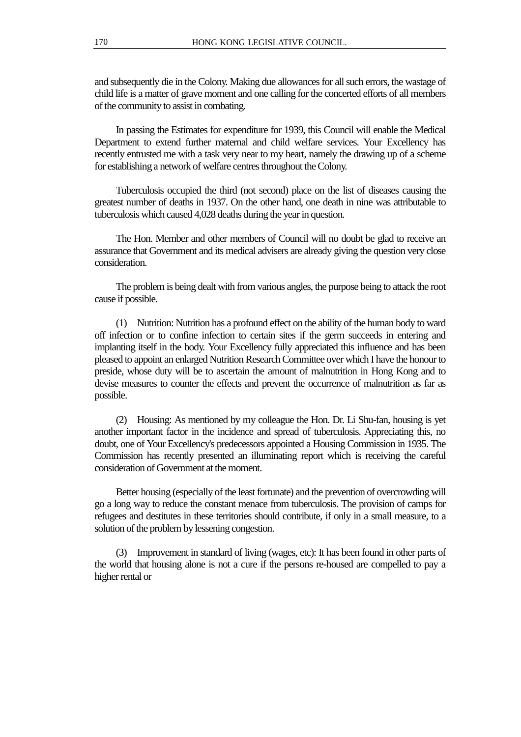and subsequently die in the Colony. Making due allowances for all such errors, the wastage of child life is a matter of grave moment and one calling for the concerted efforts of all members of the community to assist in combating.

In passing the Estimates for expenditure for 1939, this Council will enable the Medical Department to extend further maternal and child welfare services. Your Excellency has recently entrusted me with a task very near to my heart, namely the drawing up of a scheme for establishing a network of welfare centres throughout the Colony.

Tuberculosis occupied the third (not second) place on the list of diseases causing the greatest number of deaths in 1937. On the other hand, one death in nine was attributable to tuberculosis which caused 4,028 deaths during the year in question.

The Hon. Member and other members of Council will no doubt be glad to receive an assurance that Government and its medical advisers are already giving the question very close consideration.

The problem is being dealt with from various angles, the purpose being to attack the root cause if possible.

(1) Nutrition: Nutrition has a profound effect on the ability of the human body to ward off infection or to confine infection to certain sites if the germ succeeds in entering and implanting itself in the body. Your Excellency fully appreciated this influence and has been pleased to appoint an enlarged Nutrition Research Committee over which I have the honour to preside, whose duty will be to ascertain the amount of malnutrition in Hong Kong and to devise measures to counter the effects and prevent the occurrence of malnutrition as far as possible.

(2) Housing: As mentioned by my colleague the Hon. Dr. Li Shu-fan, housing is yet another important factor in the incidence and spread of tuberculosis. Appreciating this, no doubt, one of Your Excellency's predecessors appointed a Housing Commission in 1935. The Commission has recently presented an illuminating report which is receiving the careful consideration of Government at the moment.

Better housing (especially of the least fortunate) and the prevention of overcrowding will go a long way to reduce the constant menace from tuberculosis. The provision of camps for refugees and destitutes in these territories should contribute, if only in a small measure, to a solution of the problem by lessening congestion.

(3) Improvement in standard of living (wages, etc): It has been found in other parts of the world that housing alone is not a cure if the persons re-housed are compelled to pay a higher rental or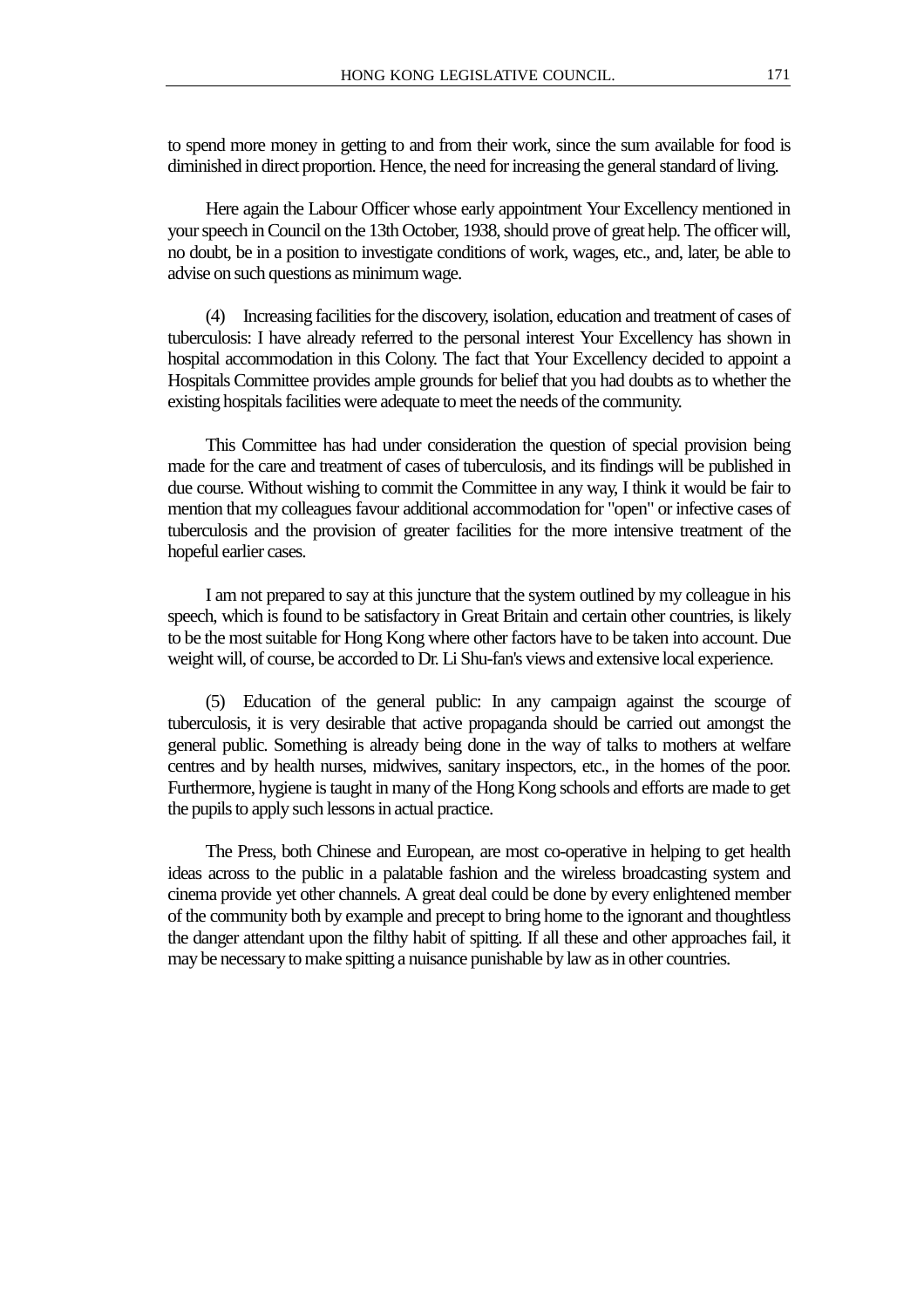to spend more money in getting to and from their work, since the sum available for food is diminished in direct proportion. Hence, the need for increasing the general standard of living.

Here again the Labour Officer whose early appointment Your Excellency mentioned in your speech in Council on the 13th October, 1938, should prove of great help. The officer will, no doubt, be in a position to investigate conditions of work, wages, etc., and, later, be able to advise on such questions as minimum wage.

(4) Increasing facilities for the discovery, isolation, education and treatment of cases of tuberculosis: I have already referred to the personal interest Your Excellency has shown in hospital accommodation in this Colony. The fact that Your Excellency decided to appoint a Hospitals Committee provides ample grounds for belief that you had doubts as to whether the existing hospitals facilities were adequate to meet the needs of the community.

This Committee has had under consideration the question of special provision being made for the care and treatment of cases of tuberculosis, and its findings will be published in due course. Without wishing to commit the Committee in any way, I think it would be fair to mention that my colleagues favour additional accommodation for "open" or infective cases of tuberculosis and the provision of greater facilities for the more intensive treatment of the hopeful earlier cases.

I am not prepared to say at this juncture that the system outlined by my colleague in his speech, which is found to be satisfactory in Great Britain and certain other countries, is likely to be the most suitable for Hong Kong where other factors have to be taken into account. Due weight will, of course, be accorded to Dr. Li Shu-fan's views and extensive local experience.

(5) Education of the general public: In any campaign against the scourge of tuberculosis, it is very desirable that active propaganda should be carried out amongst the general public. Something is already being done in the way of talks to mothers at welfare centres and by health nurses, midwives, sanitary inspectors, etc., in the homes of the poor. Furthermore, hygiene is taught in many of the Hong Kong schools and efforts are made to get the pupils to apply such lessons in actual practice.

The Press, both Chinese and European, are most co-operative in helping to get health ideas across to the public in a palatable fashion and the wireless broadcasting system and cinema provide yet other channels. A great deal could be done by every enlightened member of the community both by example and precept to bring home to the ignorant and thoughtless the danger attendant upon the filthy habit of spitting. If all these and other approaches fail, it may be necessary to make spitting a nuisance punishable by law as in other countries.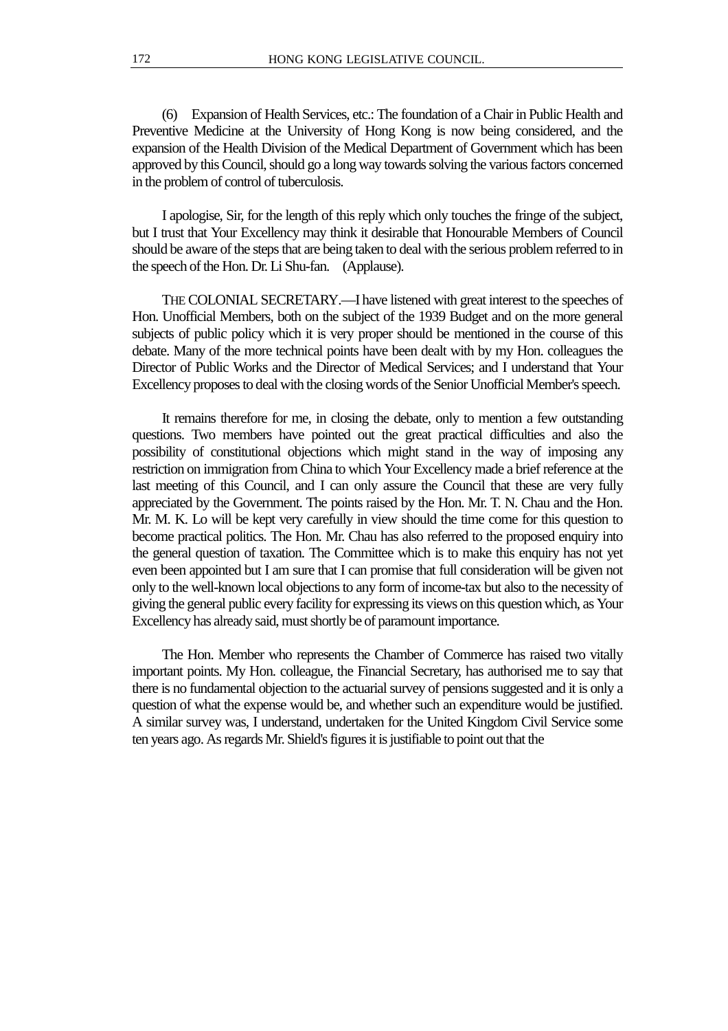(6) Expansion of Health Services, etc.: The foundation of a Chair in Public Health and Preventive Medicine at the University of Hong Kong is now being considered, and the expansion of the Health Division of the Medical Department of Government which has been approved by this Council, should go a long way towards solving the various factors concerned in the problem of control of tuberculosis.

I apologise, Sir, for the length of this reply which only touches the fringe of the subject, but I trust that Your Excellency may think it desirable that Honourable Members of Council should be aware of the steps that are being taken to deal with the serious problem referred to in the speech of the Hon. Dr. Li Shu-fan. (Applause).

THE COLONIAL SECRETARY.—I have listened with great interest to the speeches of Hon. Unofficial Members, both on the subject of the 1939 Budget and on the more general subjects of public policy which it is very proper should be mentioned in the course of this debate. Many of the more technical points have been dealt with by my Hon. colleagues the Director of Public Works and the Director of Medical Services; and I understand that Your Excellency proposes to deal with the closing words of the Senior Unofficial Member's speech.

It remains therefore for me, in closing the debate, only to mention a few outstanding questions. Two members have pointed out the great practical difficulties and also the possibility of constitutional objections which might stand in the way of imposing any restriction on immigration from China to which Your Excellency made a brief reference at the last meeting of this Council, and I can only assure the Council that these are very fully appreciated by the Government. The points raised by the Hon. Mr. T. N. Chau and the Hon. Mr. M. K. Lo will be kept very carefully in view should the time come for this question to become practical politics. The Hon. Mr. Chau has also referred to the proposed enquiry into the general question of taxation. The Committee which is to make this enquiry has not yet even been appointed but I am sure that I can promise that full consideration will be given not only to the well-known local objections to any form of income-tax but also to the necessity of giving the general public every facility for expressing its views on this question which, as Your Excellency has already said, must shortly be of paramount importance.

The Hon. Member who represents the Chamber of Commerce has raised two vitally important points. My Hon. colleague, the Financial Secretary, has authorised me to say that there is no fundamental objection to the actuarial survey of pensions suggested and it is only a question of what the expense would be, and whether such an expenditure would be justified. A similar survey was, I understand, undertaken for the United Kingdom Civil Service some ten years ago. As regards Mr. Shield's figures it is justifiable to point out that the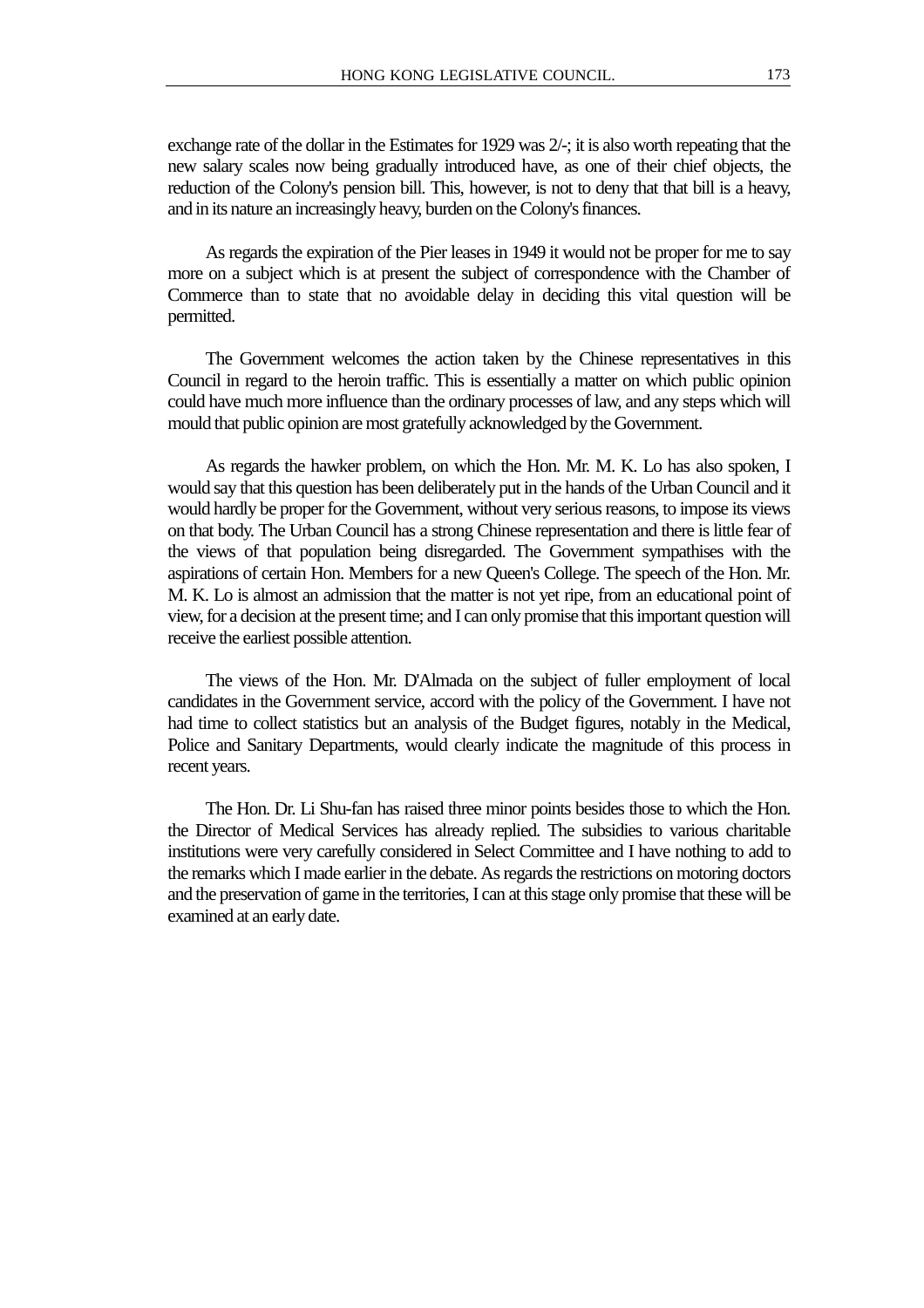exchange rate of the dollar in the Estimates for 1929 was 2/-; it is also worth repeating that the new salary scales now being gradually introduced have, as one of their chief objects, the reduction of the Colony's pension bill. This, however, is not to deny that that bill is a heavy, and in its nature an increasingly heavy, burden on the Colony's finances.

As regards the expiration of the Pier leases in 1949 it would not be proper for me to say more on a subject which is at present the subject of correspondence with the Chamber of Commerce than to state that no avoidable delay in deciding this vital question will be permitted.

The Government welcomes the action taken by the Chinese representatives in this Council in regard to the heroin traffic. This is essentially a matter on which public opinion could have much more influence than the ordinary processes of law, and any steps which will mould that public opinion are most gratefully acknowledged by the Government.

As regards the hawker problem, on which the Hon. Mr. M. K. Lo has also spoken, I would say that this question has been deliberately put in the hands of the Urban Council and it would hardly be proper for the Government, without very serious reasons, to impose its views on that body. The Urban Council has a strong Chinese representation and there is little fear of the views of that population being disregarded. The Government sympathises with the aspirations of certain Hon. Members for a new Queen's College. The speech of the Hon. Mr. M. K. Lo is almost an admission that the matter is not yet ripe, from an educational point of view, for a decision at the present time; and I can only promise that this important question will receive the earliest possible attention.

The views of the Hon. Mr. D'Almada on the subject of fuller employment of local candidates in the Government service, accord with the policy of the Government. I have not had time to collect statistics but an analysis of the Budget figures, notably in the Medical, Police and Sanitary Departments, would clearly indicate the magnitude of this process in recent years.

The Hon. Dr. Li Shu-fan has raised three minor points besides those to which the Hon. the Director of Medical Services has already replied. The subsidies to various charitable institutions were very carefully considered in Select Committee and I have nothing to add to the remarks which I made earlier in the debate. As regards the restrictions on motoring doctors and the preservation of game in the territories, I can at this stage only promise that these will be examined at an early date.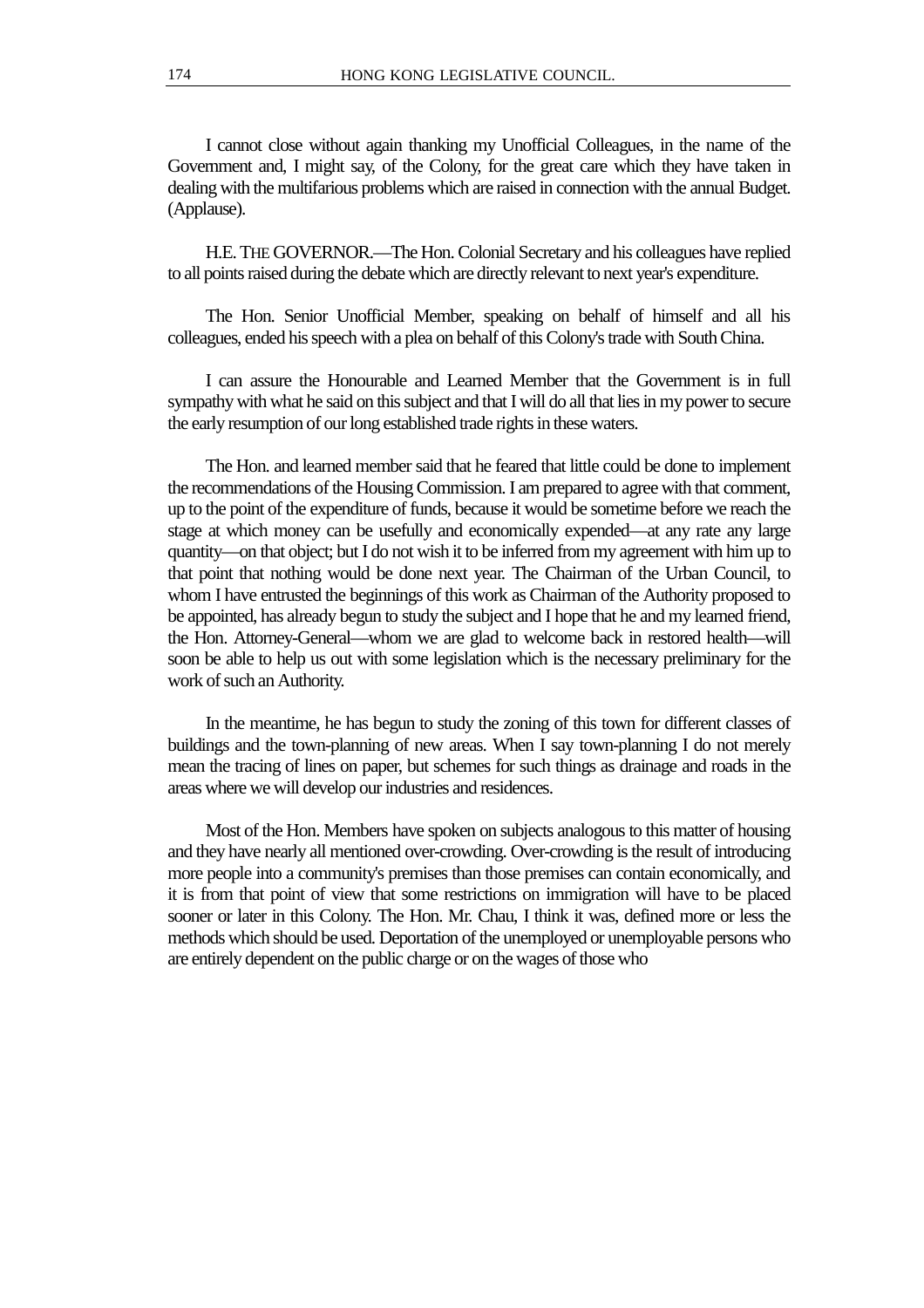I cannot close without again thanking my Unofficial Colleagues, in the name of the Government and, I might say, of the Colony, for the great care which they have taken in dealing with the multifarious problems which are raised in connection with the annual Budget. (Applause).

H.E. THE GOVERNOR.—The Hon. Colonial Secretary and his colleagues have replied to all points raised during the debate which are directly relevant to next year's expenditure.

The Hon. Senior Unofficial Member, speaking on behalf of himself and all his colleagues, ended his speech with a plea on behalf of this Colony's trade with South China.

I can assure the Honourable and Learned Member that the Government is in full sympathy with what he said on this subject and that I will do all that lies in my power to secure the early resumption of our long established trade rights in these waters.

The Hon. and learned member said that he feared that little could be done to implement the recommendations of the Housing Commission. I am prepared to agree with that comment, up to the point of the expenditure of funds, because it would be sometime before we reach the stage at which money can be usefully and economically expended—at any rate any large quantity—on that object; but I do not wish it to be inferred from my agreement with him up to that point that nothing would be done next year. The Chairman of the Urban Council, to whom I have entrusted the beginnings of this work as Chairman of the Authority proposed to be appointed, has already begun to study the subject and I hope that he and my learned friend, the Hon. Attorney-General—whom we are glad to welcome back in restored health—will soon be able to help us out with some legislation which is the necessary preliminary for the work of such an Authority.

In the meantime, he has begun to study the zoning of this town for different classes of buildings and the town-planning of new areas. When I say town-planning I do not merely mean the tracing of lines on paper, but schemes for such things as drainage and roads in the areas where we will develop our industries and residences.

Most of the Hon. Members have spoken on subjects analogous to this matter of housing and they have nearly all mentioned over-crowding. Over-crowding is the result of introducing more people into a community's premises than those premises can contain economically, and it is from that point of view that some restrictions on immigration will have to be placed sooner or later in this Colony. The Hon. Mr. Chau, I think it was, defined more or less the methods which should be used. Deportation of the unemployed or unemployable persons who are entirely dependent on the public charge or on the wages of those who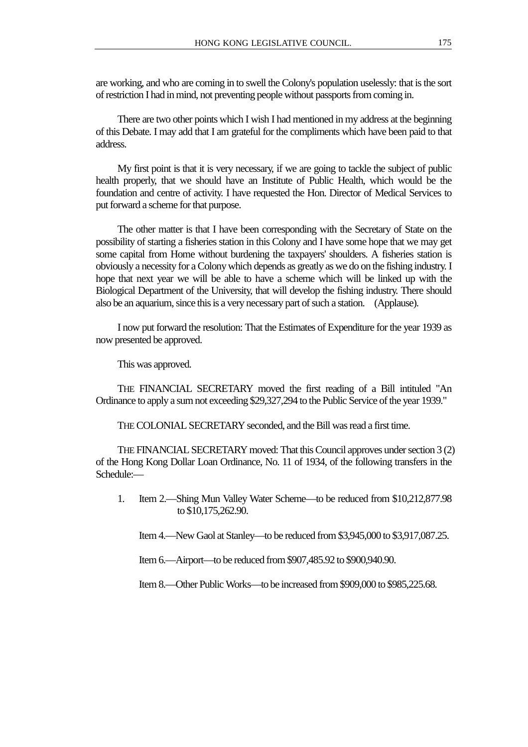are working, and who are coming in to swell the Colony's population uselessly: that is the sort of restriction I had in mind, not preventing people without passports from coming in.

There are two other points which I wish I had mentioned in my address at the beginning of this Debate. I may add that I am grateful for the compliments which have been paid to that address.

My first point is that it is very necessary, if we are going to tackle the subject of public health properly, that we should have an Institute of Public Health, which would be the foundation and centre of activity. I have requested the Hon. Director of Medical Services to put forward a scheme for that purpose.

The other matter is that I have been corresponding with the Secretary of State on the possibility of starting a fisheries station in this Colony and I have some hope that we may get some capital from Home without burdening the taxpayers' shoulders. A fisheries station is obviously a necessity for a Colony which depends as greatly as we do on the fishing industry. I hope that next year we will be able to have a scheme which will be linked up with the Biological Department of the University, that will develop the fishing industry. There should also be an aquarium, since this is a very necessary part of such a station. (Applause).

I now put forward the resolution: That the Estimates of Expenditure for the year 1939 as now presented be approved.

This was approved.

THE FINANCIAL SECRETARY moved the first reading of a Bill intituled "An Ordinance to apply a sum not exceeding $29,327,294 to the Public Service of the year 1939."

THE COLONIAL SECRETARY seconded, and the Bill was read a first time.

THE FINANCIAL SECRETARY moved: That this Council approves under section 3 (2) of the Hong Kong Dollar Loan Ordinance, No. 11 of 1934, of the following transfers in the Schedule:—

1. Item 2.—Shing Mun Valley Water Scheme—to be reduced from $10,212,877.98 to $10,175,262.90.

   Item 4.—New Gaol at Stanley—to be reduced from $3,945,000 to $3,917,087.25.

   Item 6.—Airport—to be reduced from $907,485.92 to $900,940.90.

   Item 8.—Other Public Works—to be increased from $909,000 to $985,225.68.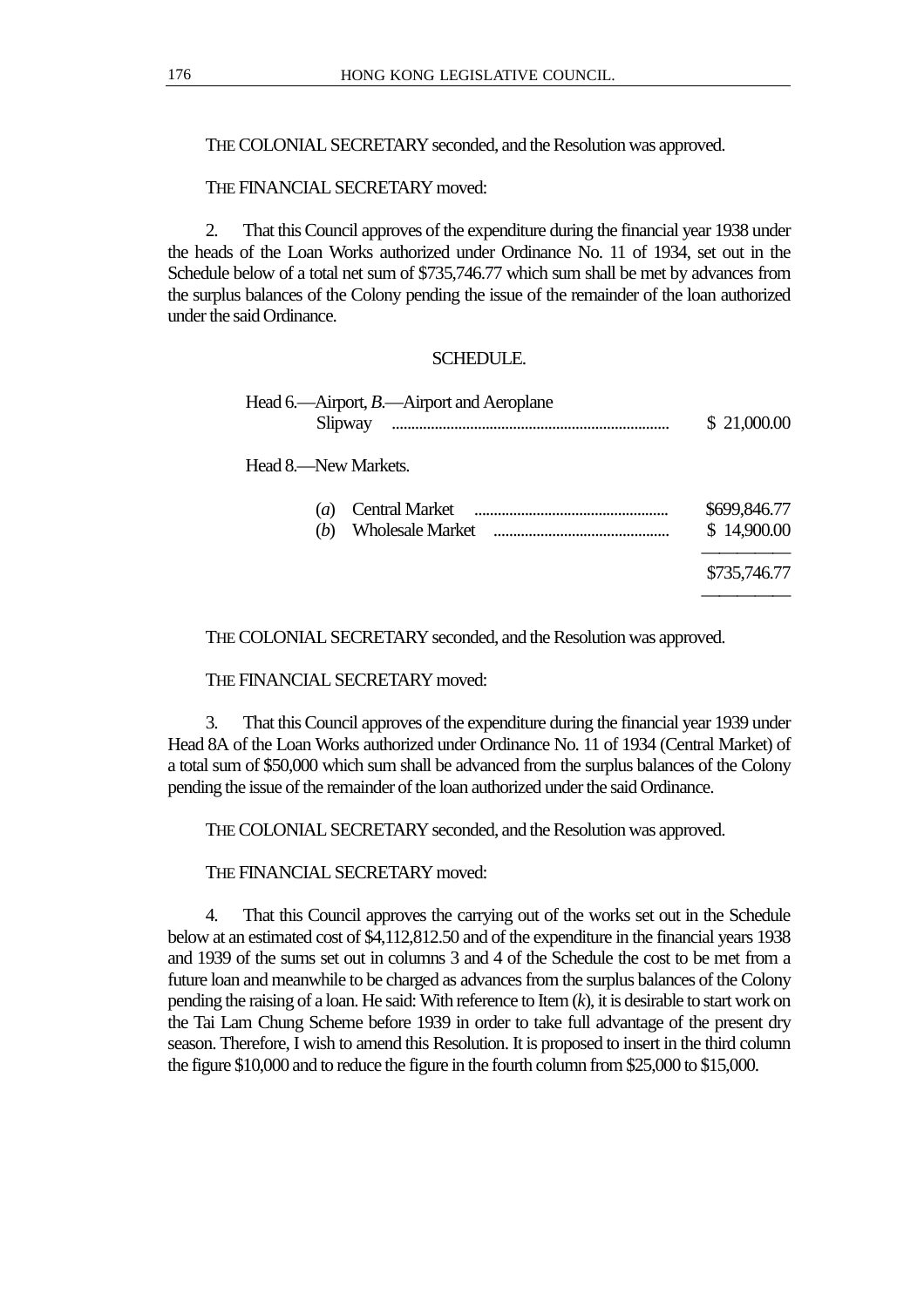THE COLONIAL SECRETARY seconded, and the Resolution was approved.

THE FINANCIAL SECRETARY moved:

2. That this Council approves of the expenditure during the financial year 1938 under the heads of the Loan Works authorized under Ordinance No. 11 of 1934, set out in the Schedule below of a total net sum of $735,746.77 which sum shall be met by advances from the surplus balances of the Colony pending the issue of the remainder of the loan authorized under the said Ordinance.

SCHEDULE.

| | |
|---|---|
| Head 6.—Airport, *B*.—Airport and Aeroplane Slipway ...................................................................... | $ 21,000.00 |
| Head 8.—New Markets. | |
| (*a*) Central Market ................................................. | $699,846.77 |
| (*b*) Wholesale Market ............................................ | $ 14,900.00 |
| | $735,746.77 |

THE COLONIAL SECRETARY seconded, and the Resolution was approved.

THE FINANCIAL SECRETARY moved:

3. That this Council approves of the expenditure during the financial year 1939 under Head 8A of the Loan Works authorized under Ordinance No. 11 of 1934 (Central Market) of a total sum of $50,000 which sum shall be advanced from the surplus balances of the Colony pending the issue of the remainder of the loan authorized under the said Ordinance.

THE COLONIAL SECRETARY seconded, and the Resolution was approved.

THE FINANCIAL SECRETARY moved:

4. That this Council approves the carrying out of the works set out in the Schedule below at an estimated cost of $4,112,812.50 and of the expenditure in the financial years 1938 and 1939 of the sums set out in columns 3 and 4 of the Schedule the cost to be met from a future loan and meanwhile to be charged as advances from the surplus balances of the Colony pending the raising of a loan. He said: With reference to Item (*k*), it is desirable to start work on the Tai Lam Chung Scheme before 1939 in order to take full advantage of the present dry season. Therefore, I wish to amend this Resolution. It is proposed to insert in the third column the figure $10,000 and to reduce the figure in the fourth column from $25,000 to $15,000.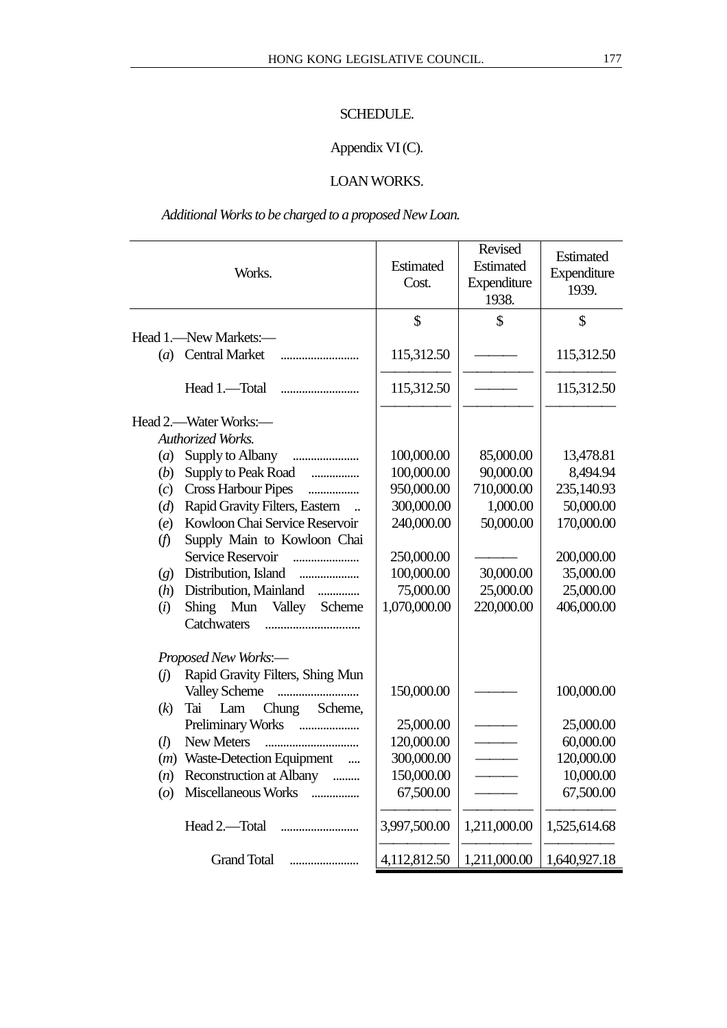SCHEDULE.

Appendix VI (C).

LOAN WORKS.

*Additional Works to be charged to a proposed New Loan.*

| Works. | Estimated Cost. | Revised Estimated Expenditure 1938. | Estimated Expenditure 1939. |
|---|---|---|---|
| | $ | $ | $ |
| Head 1.—New Markets:— | | | |
| (*a*) Central Market .......................... | 115,312.50 | ——— | 115,312.50 |
| Head 1.—Total .......................... | 115,312.50 | ——— | 115,312.50 |
| Head 2.—Water Works:— | | | |
| *Authorized Works.* | | | |
| (*a*) Supply to Albany ...................... | 100,000.00 | 85,000.00 | 13,478.81 |
| (*b*) Supply to Peak Road ................ | 100,000.00 | 90,000.00 | 8,494.94 |
| (*c*) Cross Harbour Pipes ................. | 950,000.00 | 710,000.00 | 235,140.93 |
| (*d*) Rapid Gravity Filters, Eastern .. | 300,000.00 | 1,000.00 | 50,000.00 |
| (*e*) Kowloon Chai Service Reservoir | 240,000.00 | 50,000.00 | 170,000.00 |
| (*f*) Supply Main to Kowloon Chai Service Reservoir ...................... | 250,000.00 | ——— | 200,000.00 |
| (*g*) Distribution, Island .................... | 100,000.00 | 30,000.00 | 35,000.00 |
| (*h*) Distribution, Mainland ............. | 75,000.00 | 25,000.00 | 25,000.00 |
| (*i*) Shing Mun Valley Scheme Catchwaters .............................. | 1,070,000.00 | 220,000.00 | 406,000.00 |
| *Proposed New Works:—* | | | |
| (*j*) Rapid Gravity Filters, Shing Mun Valley Scheme .......................... | 150,000.00 | ——— | 100,000.00 |
| (*k*) Tai Lam Chung Scheme, Preliminary Works .................... | 25,000.00 | ——— | 25,000.00 |
| (*l*) New Meters .............................. | 120,000.00 | ——— | 60,000.00 |
| (*m*) Waste-Detection Equipment .... | 300,000.00 | ——— | 120,000.00 |
| (*n*) Reconstruction at Albany ......... | 150,000.00 | ——— | 10,000.00 |
| (*o*) Miscellaneous Works ................ | 67,500.00 | ——— | 67,500.00 |
| Head 2.—Total .......................... | 3,997,500.00 | 1,211,000.00 | 1,525,614.68 |
| Grand Total ....................... | 4,112,812.50 | 1,211,000.00 | 1,640,927.18 |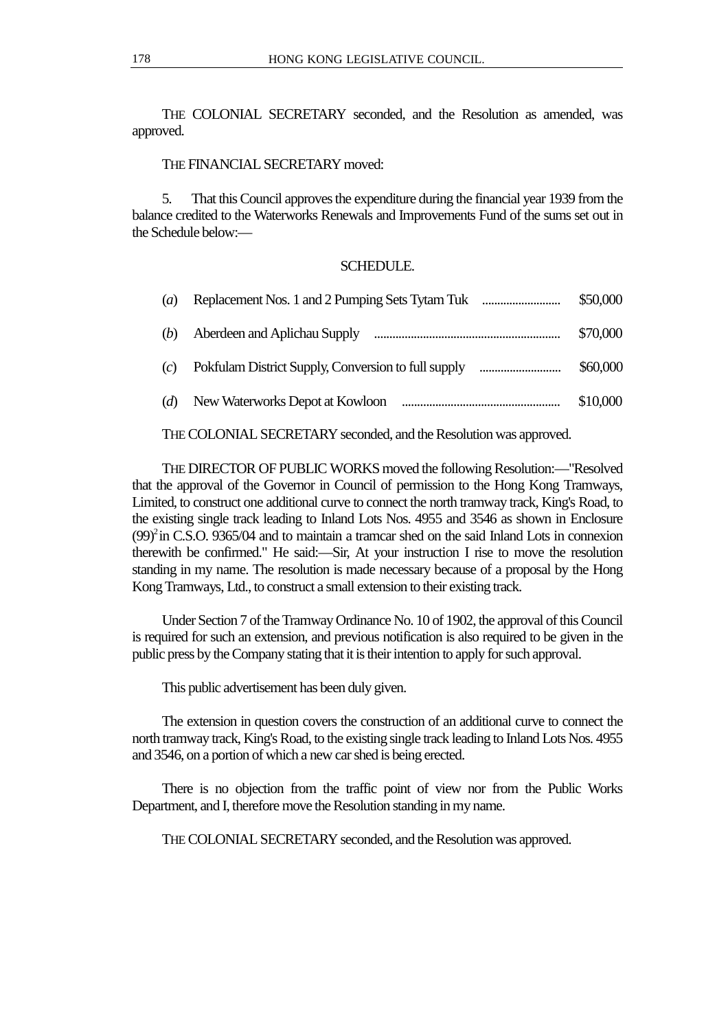THE COLONIAL SECRETARY seconded, and the Resolution as amended, was approved.

THE FINANCIAL SECRETARY moved:

5. That this Council approves the expenditure during the financial year 1939 from the balance credited to the Waterworks Renewals and Improvements Fund of the sums set out in the Schedule below:—

SCHEDULE.

| | | |
|---|---|---|
| (*a*) | Replacement Nos. 1 and 2 Pumping Sets Tytam Tuk .......................... | $50,000 |
| (*b*) | Aberdeen and Aplichau Supply ............................................................ | $70,000 |
| (*c*) | Pokfulam District Supply, Conversion to full supply .......................... | $60,000 |
| (*d*) | New Waterworks Depot at Kowloon .................................................... | $10,000 |

THE COLONIAL SECRETARY seconded, and the Resolution was approved.

THE DIRECTOR OF PUBLIC WORKS moved the following Resolution:—"Resolved that the approval of the Governor in Council of permission to the Hong Kong Tramways, Limited, to construct one additional curve to connect the north tramway track, King's Road, to the existing single track leading to Inland Lots Nos. 4955 and 3546 as shown in Enclosure (99)[2] in C.S.O. 9365/04 and to maintain a tramcar shed on the said Inland Lots in connexion therewith be confirmed." He said:—Sir, At your instruction I rise to move the resolution standing in my name. The resolution is made necessary because of a proposal by the Hong Kong Tramways, Ltd., to construct a small extension to their existing track.

Under Section 7 of the Tramway Ordinance No. 10 of 1902, the approval of this Council is required for such an extension, and previous notification is also required to be given in the public press by the Company stating that it is their intention to apply for such approval.

This public advertisement has been duly given.

The extension in question covers the construction of an additional curve to connect the north tramway track, King's Road, to the existing single track leading to Inland Lots Nos. 4955 and 3546, on a portion of which a new car shed is being erected.

There is no objection from the traffic point of view nor from the Public Works Department, and I, therefore move the Resolution standing in my name.

THE COLONIAL SECRETARY seconded, and the Resolution was approved.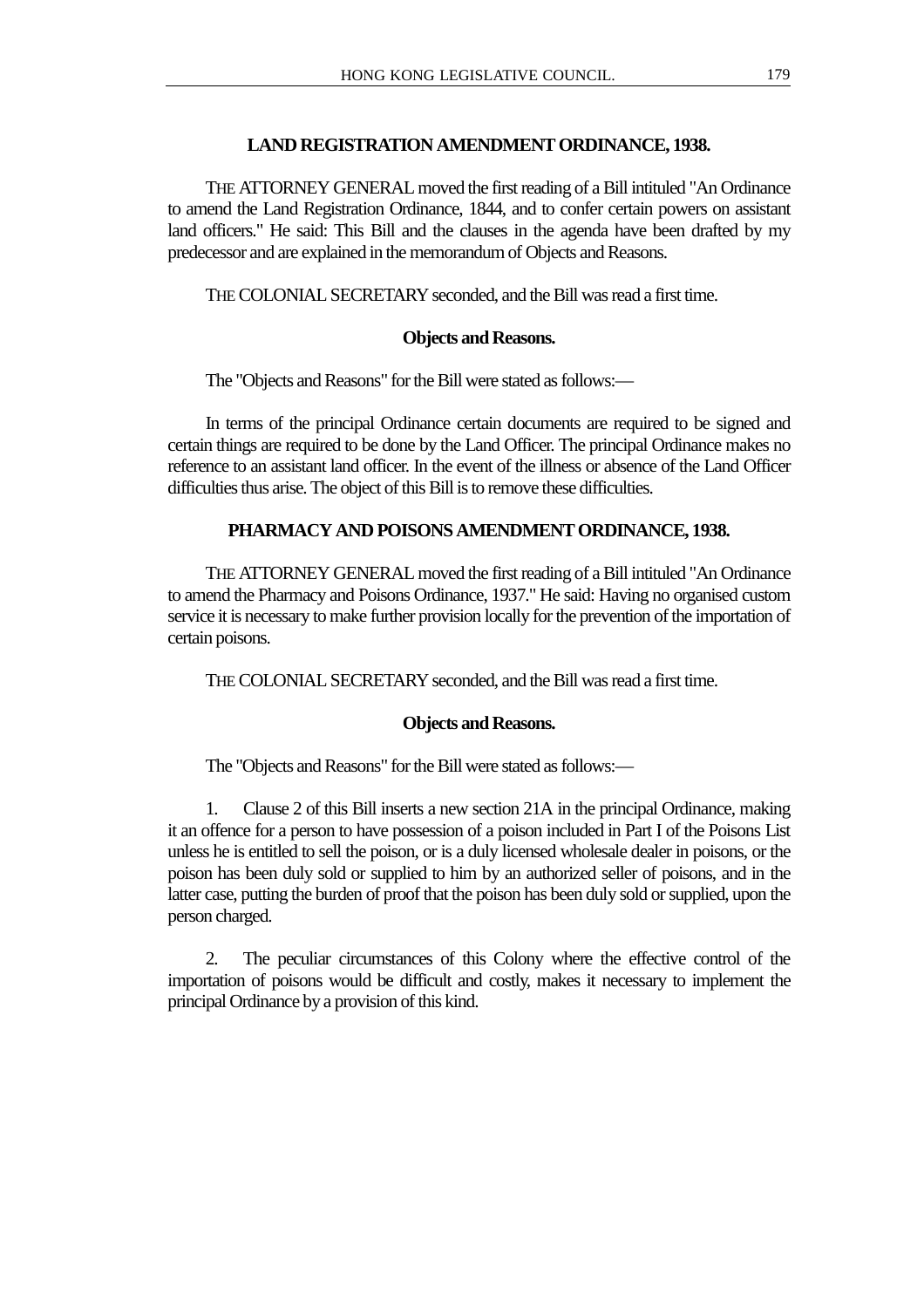## LAND REGISTRATION AMENDMENT ORDINANCE, 1938.

THE ATTORNEY GENERAL moved the first reading of a Bill intituled "An Ordinance to amend the Land Registration Ordinance, 1844, and to confer certain powers on assistant land officers." He said: This Bill and the clauses in the agenda have been drafted by my predecessor and are explained in the memorandum of Objects and Reasons.

THE COLONIAL SECRETARY seconded, and the Bill was read a first time.

### Objects and Reasons.

The "Objects and Reasons" for the Bill were stated as follows:—

In terms of the principal Ordinance certain documents are required to be signed and certain things are required to be done by the Land Officer. The principal Ordinance makes no reference to an assistant land officer. In the event of the illness or absence of the Land Officer difficulties thus arise. The object of this Bill is to remove these difficulties.

## PHARMACY AND POISONS AMENDMENT ORDINANCE, 1938.

THE ATTORNEY GENERAL moved the first reading of a Bill intituled "An Ordinance to amend the Pharmacy and Poisons Ordinance, 1937." He said: Having no organised custom service it is necessary to make further provision locally for the prevention of the importation of certain poisons.

THE COLONIAL SECRETARY seconded, and the Bill was read a first time.

### Objects and Reasons.

The "Objects and Reasons" for the Bill were stated as follows:—

1. Clause 2 of this Bill inserts a new section 21A in the principal Ordinance, making it an offence for a person to have possession of a poison included in Part I of the Poisons List unless he is entitled to sell the poison, or is a duly licensed wholesale dealer in poisons, or the poison has been duly sold or supplied to him by an authorized seller of poisons, and in the latter case, putting the burden of proof that the poison has been duly sold or supplied, upon the person charged.

2. The peculiar circumstances of this Colony where the effective control of the importation of poisons would be difficult and costly, makes it necessary to implement the principal Ordinance by a provision of this kind.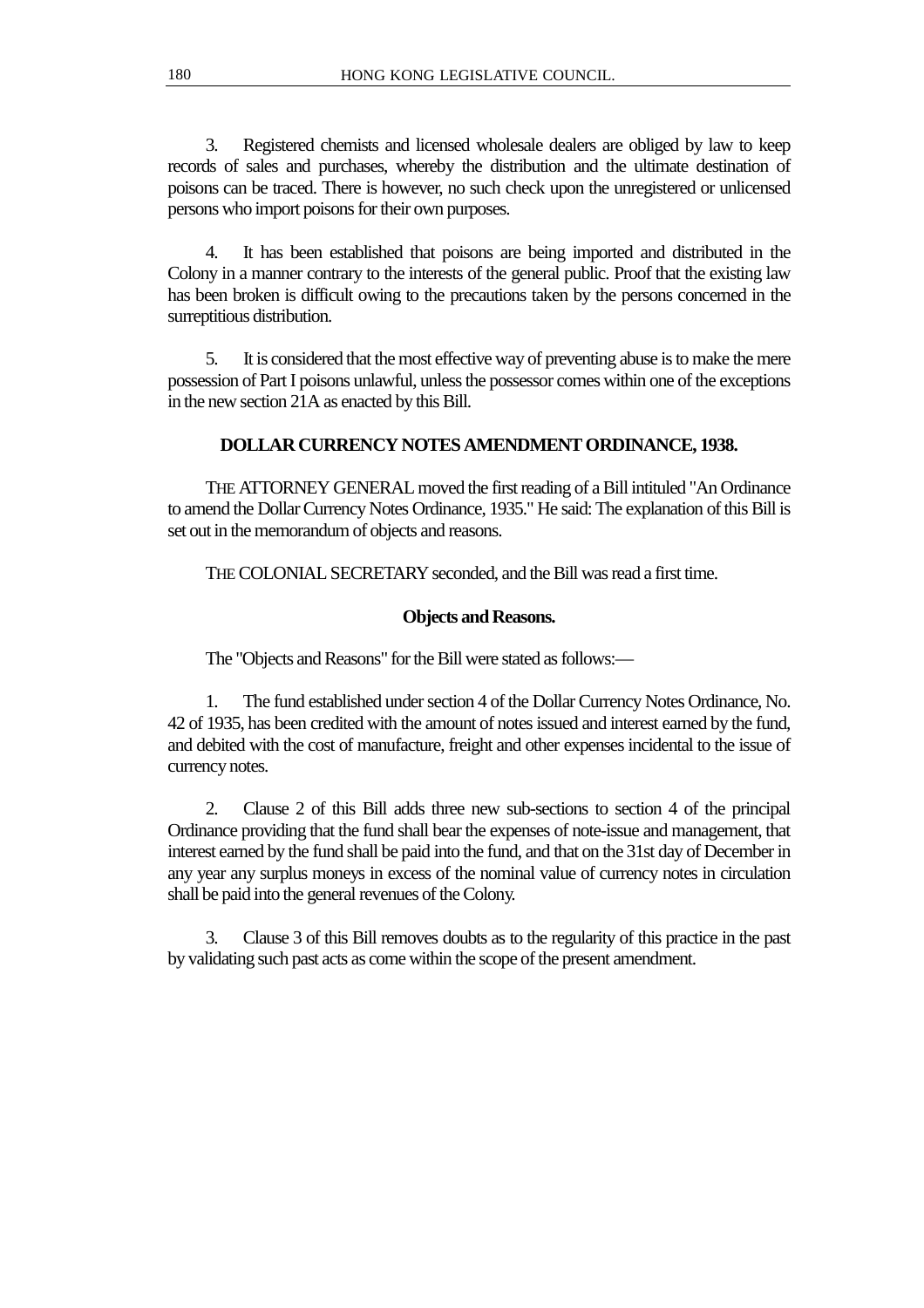3. Registered chemists and licensed wholesale dealers are obliged by law to keep records of sales and purchases, whereby the distribution and the ultimate destination of poisons can be traced. There is however, no such check upon the unregistered or unlicensed persons who import poisons for their own purposes.

4. It has been established that poisons are being imported and distributed in the Colony in a manner contrary to the interests of the general public. Proof that the existing law has been broken is difficult owing to the precautions taken by the persons concerned in the surreptitious distribution.

5. It is considered that the most effective way of preventing abuse is to make the mere possession of Part I poisons unlawful, unless the possessor comes within one of the exceptions in the new section 21A as enacted by this Bill.

### DOLLAR CURRENCY NOTES AMENDMENT ORDINANCE, 1938.

THE ATTORNEY GENERAL moved the first reading of a Bill intituled "An Ordinance to amend the Dollar Currency Notes Ordinance, 1935." He said: The explanation of this Bill is set out in the memorandum of objects and reasons.

THE COLONIAL SECRETARY seconded, and the Bill was read a first time.

### Objects and Reasons.

The "Objects and Reasons" for the Bill were stated as follows:—

1. The fund established under section 4 of the Dollar Currency Notes Ordinance, No. 42 of 1935, has been credited with the amount of notes issued and interest earned by the fund, and debited with the cost of manufacture, freight and other expenses incidental to the issue of currency notes.

2. Clause 2 of this Bill adds three new sub-sections to section 4 of the principal Ordinance providing that the fund shall bear the expenses of note-issue and management, that interest earned by the fund shall be paid into the fund, and that on the 31st day of December in any year any surplus moneys in excess of the nominal value of currency notes in circulation shall be paid into the general revenues of the Colony.

3. Clause 3 of this Bill removes doubts as to the regularity of this practice in the past by validating such past acts as come within the scope of the present amendment.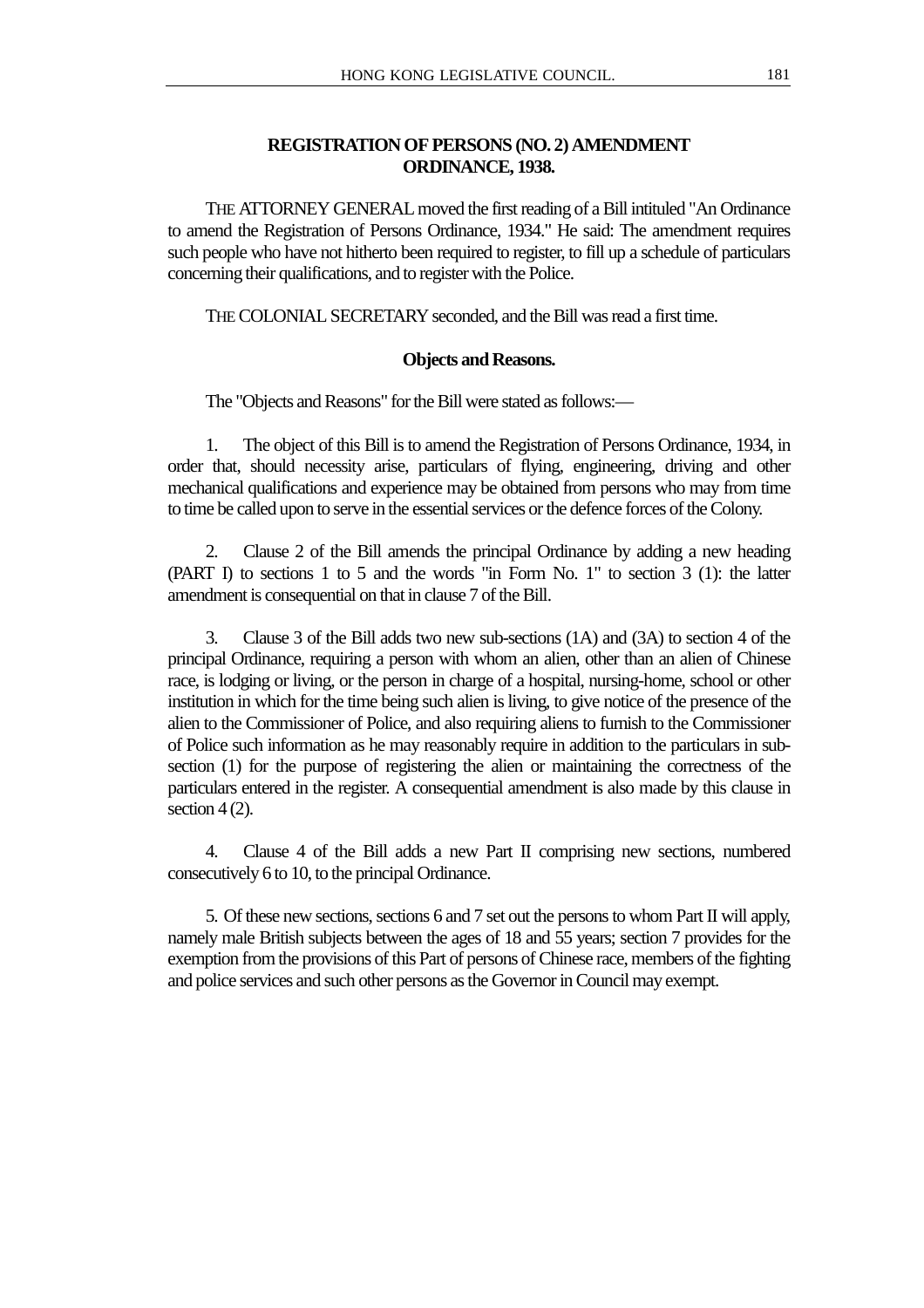## REGISTRATION OF PERSONS (NO. 2) AMENDMENT ORDINANCE, 1938.

THE ATTORNEY GENERAL moved the first reading of a Bill intituled "An Ordinance to amend the Registration of Persons Ordinance, 1934." He said: The amendment requires such people who have not hitherto been required to register, to fill up a schedule of particulars concerning their qualifications, and to register with the Police.

THE COLONIAL SECRETARY seconded, and the Bill was read a first time.

### Objects and Reasons.

The "Objects and Reasons" for the Bill were stated as follows:—

1. The object of this Bill is to amend the Registration of Persons Ordinance, 1934, in order that, should necessity arise, particulars of flying, engineering, driving and other mechanical qualifications and experience may be obtained from persons who may from time to time be called upon to serve in the essential services or the defence forces of the Colony.

2. Clause 2 of the Bill amends the principal Ordinance by adding a new heading (PART I) to sections 1 to 5 and the words "in Form No. 1" to section 3 (1): the latter amendment is consequential on that in clause 7 of the Bill.

3. Clause 3 of the Bill adds two new sub-sections (1A) and (3A) to section 4 of the principal Ordinance, requiring a person with whom an alien, other than an alien of Chinese race, is lodging or living, or the person in charge of a hospital, nursing-home, school or other institution in which for the time being such alien is living, to give notice of the presence of the alien to the Commissioner of Police, and also requiring aliens to furnish to the Commissioner of Police such information as he may reasonably require in addition to the particulars in sub-section (1) for the purpose of registering the alien or maintaining the correctness of the particulars entered in the register. A consequential amendment is also made by this clause in section 4 (2).

4. Clause 4 of the Bill adds a new Part II comprising new sections, numbered consecutively 6 to 10, to the principal Ordinance.

5. Of these new sections, sections 6 and 7 set out the persons to whom Part II will apply, namely male British subjects between the ages of 18 and 55 years; section 7 provides for the exemption from the provisions of this Part of persons of Chinese race, members of the fighting and police services and such other persons as the Governor in Council may exempt.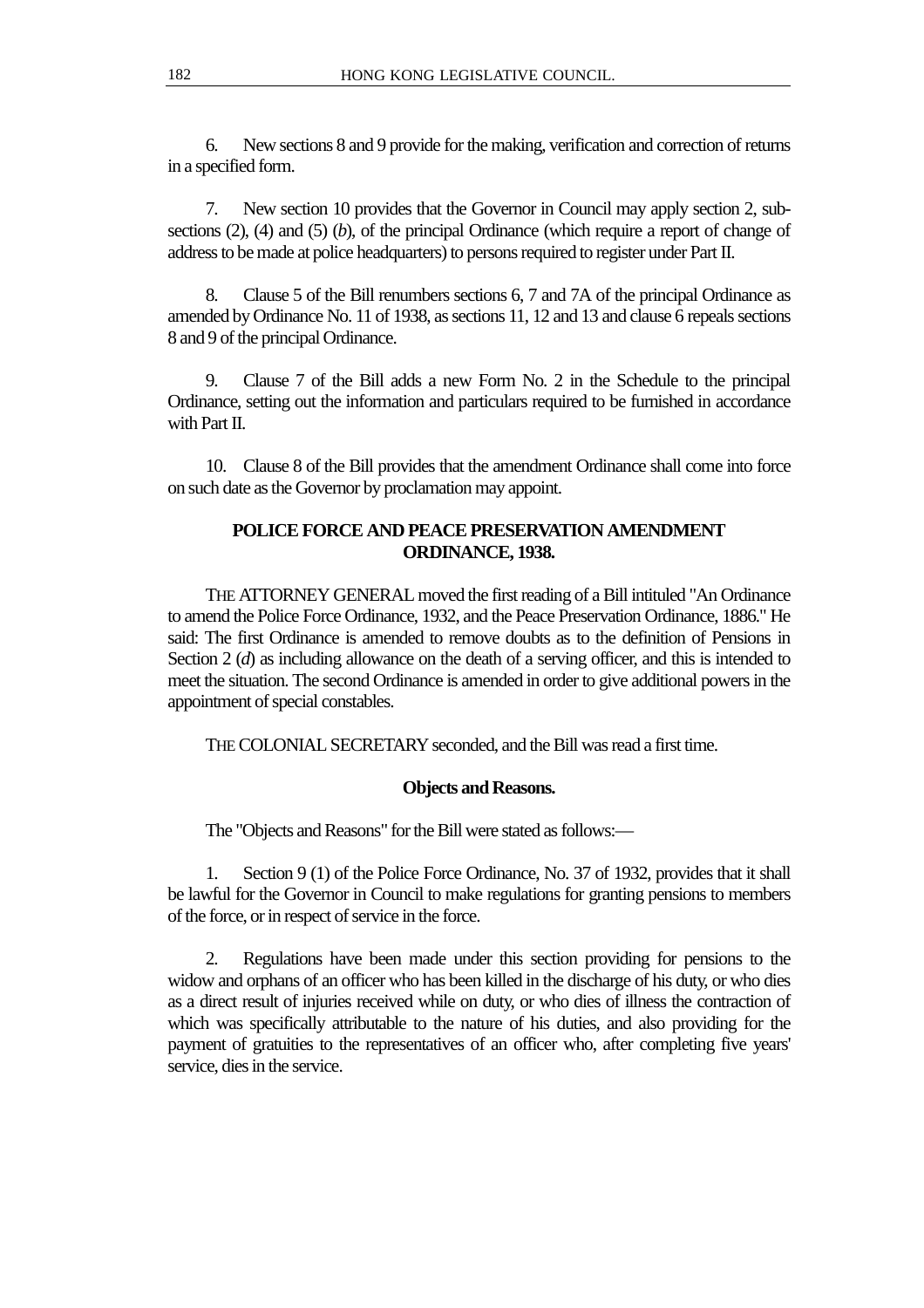6. New sections 8 and 9 provide for the making, verification and correction of returns in a specified form.

7. New section 10 provides that the Governor in Council may apply section 2, sub-sections (2), (4) and (5) (*b*), of the principal Ordinance (which require a report of change of address to be made at police headquarters) to persons required to register under Part II.

8. Clause 5 of the Bill renumbers sections 6, 7 and 7A of the principal Ordinance as amended by Ordinance No. 11 of 1938, as sections 11, 12 and 13 and clause 6 repeals sections 8 and 9 of the principal Ordinance.

9. Clause 7 of the Bill adds a new Form No. 2 in the Schedule to the principal Ordinance, setting out the information and particulars required to be furnished in accordance with Part II.

10. Clause 8 of the Bill provides that the amendment Ordinance shall come into force on such date as the Governor by proclamation may appoint.

## POLICE FORCE AND PEACE PRESERVATION AMENDMENT ORDINANCE, 1938.

THE ATTORNEY GENERAL moved the first reading of a Bill intituled "An Ordinance to amend the Police Force Ordinance, 1932, and the Peace Preservation Ordinance, 1886." He said: The first Ordinance is amended to remove doubts as to the definition of Pensions in Section 2 (*d*) as including allowance on the death of a serving officer, and this is intended to meet the situation. The second Ordinance is amended in order to give additional powers in the appointment of special constables.

THE COLONIAL SECRETARY seconded, and the Bill was read a first time.

### Objects and Reasons.

The "Objects and Reasons" for the Bill were stated as follows:—

1. Section 9 (1) of the Police Force Ordinance, No. 37 of 1932, provides that it shall be lawful for the Governor in Council to make regulations for granting pensions to members of the force, or in respect of service in the force.

2. Regulations have been made under this section providing for pensions to the widow and orphans of an officer who has been killed in the discharge of his duty, or who dies as a direct result of injuries received while on duty, or who dies of illness the contraction of which was specifically attributable to the nature of his duties, and also providing for the payment of gratuities to the representatives of an officer who, after completing five years' service, dies in the service.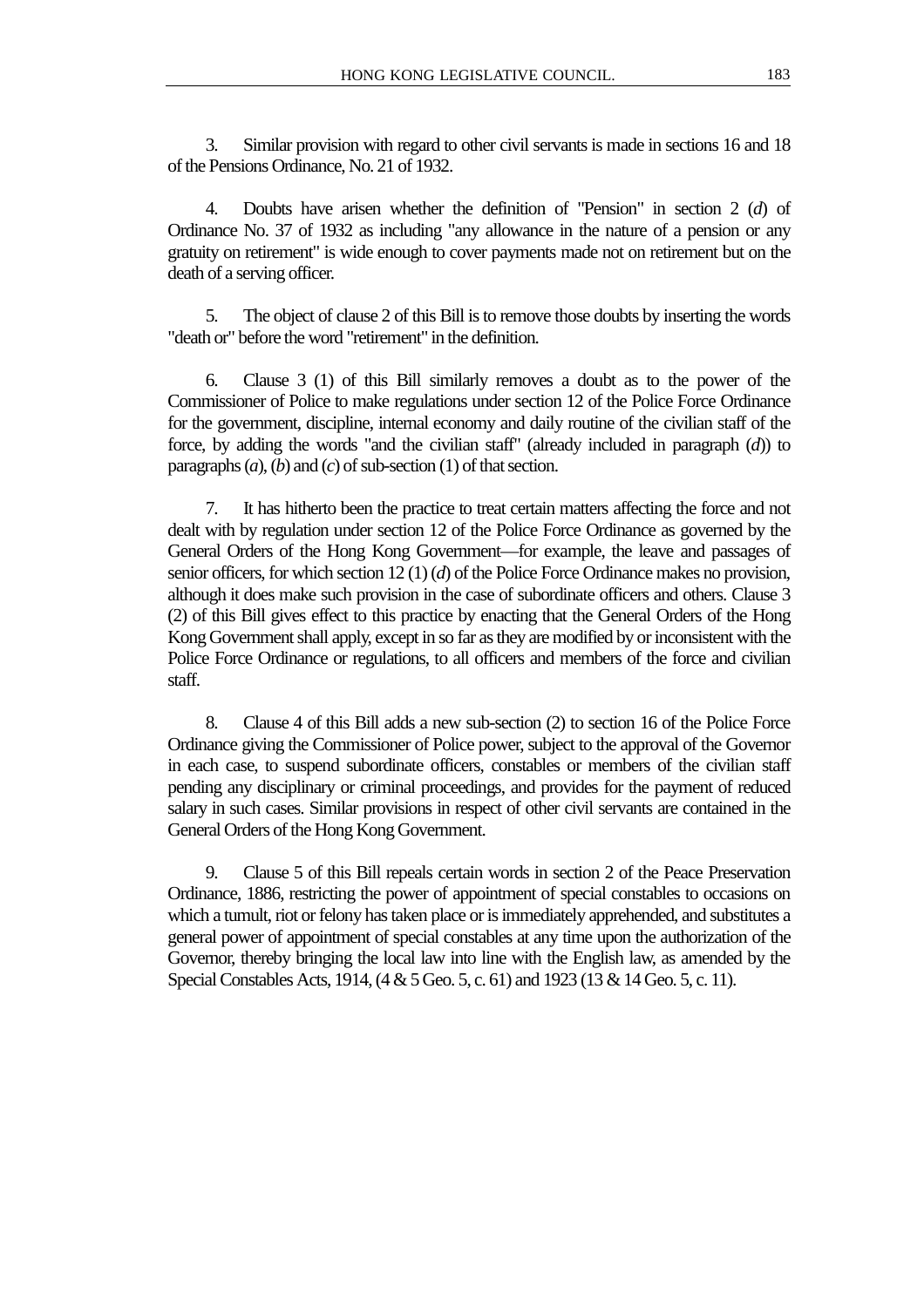3. Similar provision with regard to other civil servants is made in sections 16 and 18 of the Pensions Ordinance, No. 21 of 1932.

4. Doubts have arisen whether the definition of "Pension" in section 2 (*d*) of Ordinance No. 37 of 1932 as including "any allowance in the nature of a pension or any gratuity on retirement" is wide enough to cover payments made not on retirement but on the death of a serving officer.

5. The object of clause 2 of this Bill is to remove those doubts by inserting the words "death or" before the word "retirement" in the definition.

6. Clause 3 (1) of this Bill similarly removes a doubt as to the power of the Commissioner of Police to make regulations under section 12 of the Police Force Ordinance for the government, discipline, internal economy and daily routine of the civilian staff of the force, by adding the words "and the civilian staff" (already included in paragraph (*d*)) to paragraphs (*a*), (*b*) and (*c*) of sub-section (1) of that section.

7. It has hitherto been the practice to treat certain matters affecting the force and not dealt with by regulation under section 12 of the Police Force Ordinance as governed by the General Orders of the Hong Kong Government—for example, the leave and passages of senior officers, for which section 12 (1) (*d*) of the Police Force Ordinance makes no provision, although it does make such provision in the case of subordinate officers and others. Clause 3 (2) of this Bill gives effect to this practice by enacting that the General Orders of the Hong Kong Government shall apply, except in so far as they are modified by or inconsistent with the Police Force Ordinance or regulations, to all officers and members of the force and civilian staff.

8. Clause 4 of this Bill adds a new sub-section (2) to section 16 of the Police Force Ordinance giving the Commissioner of Police power, subject to the approval of the Governor in each case, to suspend subordinate officers, constables or members of the civilian staff pending any disciplinary or criminal proceedings, and provides for the payment of reduced salary in such cases. Similar provisions in respect of other civil servants are contained in the General Orders of the Hong Kong Government.

9. Clause 5 of this Bill repeals certain words in section 2 of the Peace Preservation Ordinance, 1886, restricting the power of appointment of special constables to occasions on which a tumult, riot or felony has taken place or is immediately apprehended, and substitutes a general power of appointment of special constables at any time upon the authorization of the Governor, thereby bringing the local law into line with the English law, as amended by the Special Constables Acts, 1914, (4 & 5 Geo. 5, c. 61) and 1923 (13 & 14 Geo. 5, c. 11).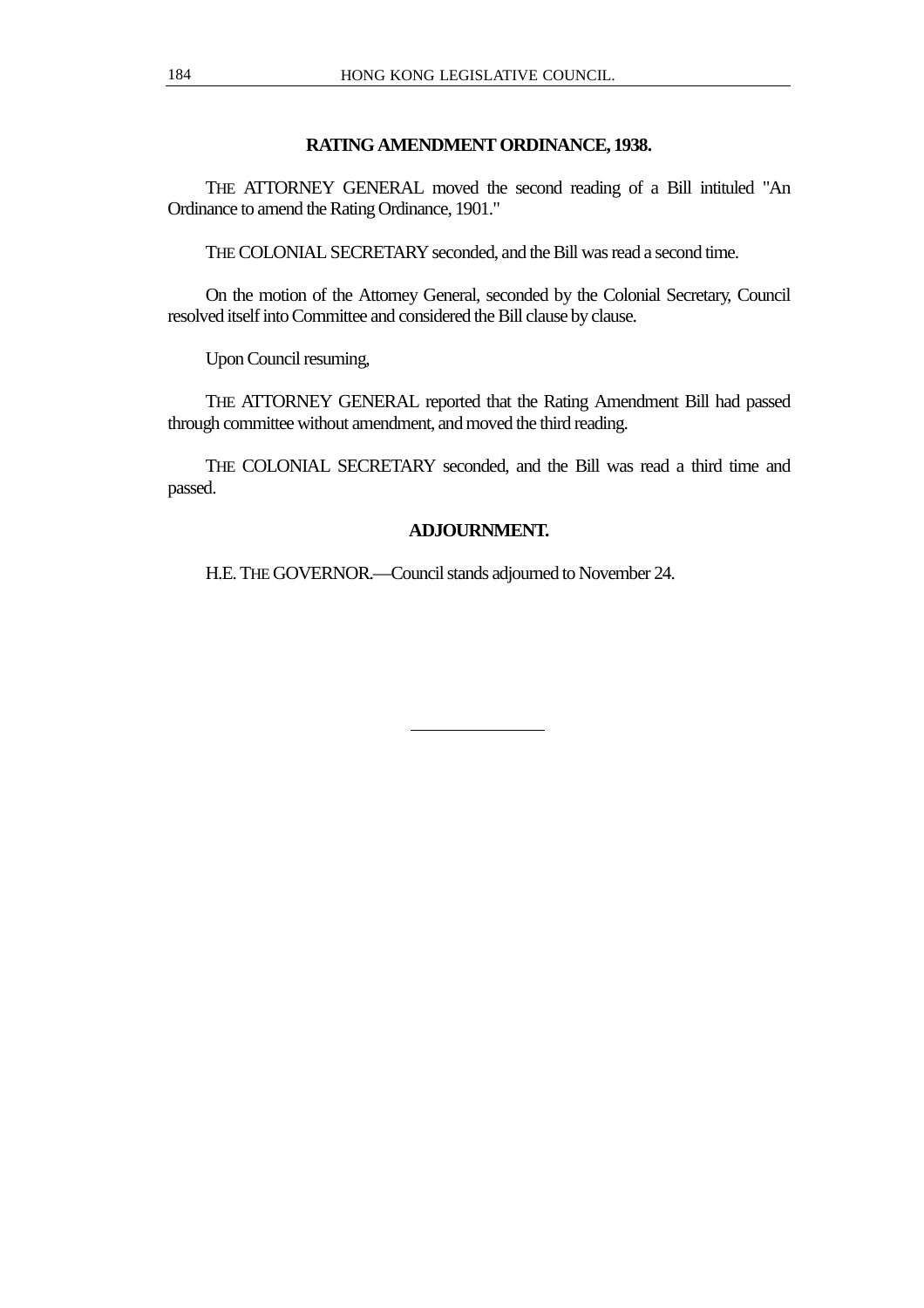**RATING AMENDMENT ORDINANCE, 1938.**

THE ATTORNEY GENERAL moved the second reading of a Bill intituled "An Ordinance to amend the Rating Ordinance, 1901."

THE COLONIAL SECRETARY seconded, and the Bill was read a second time.

On the motion of the Attorney General, seconded by the Colonial Secretary, Council resolved itself into Committee and considered the Bill clause by clause.

Upon Council resuming,

THE ATTORNEY GENERAL reported that the Rating Amendment Bill had passed through committee without amendment, and moved the third reading.

THE COLONIAL SECRETARY seconded, and the Bill was read a third time and passed.

**ADJOURNMENT.**

H.E. THE GOVERNOR.—Council stands adjourned to November 24.